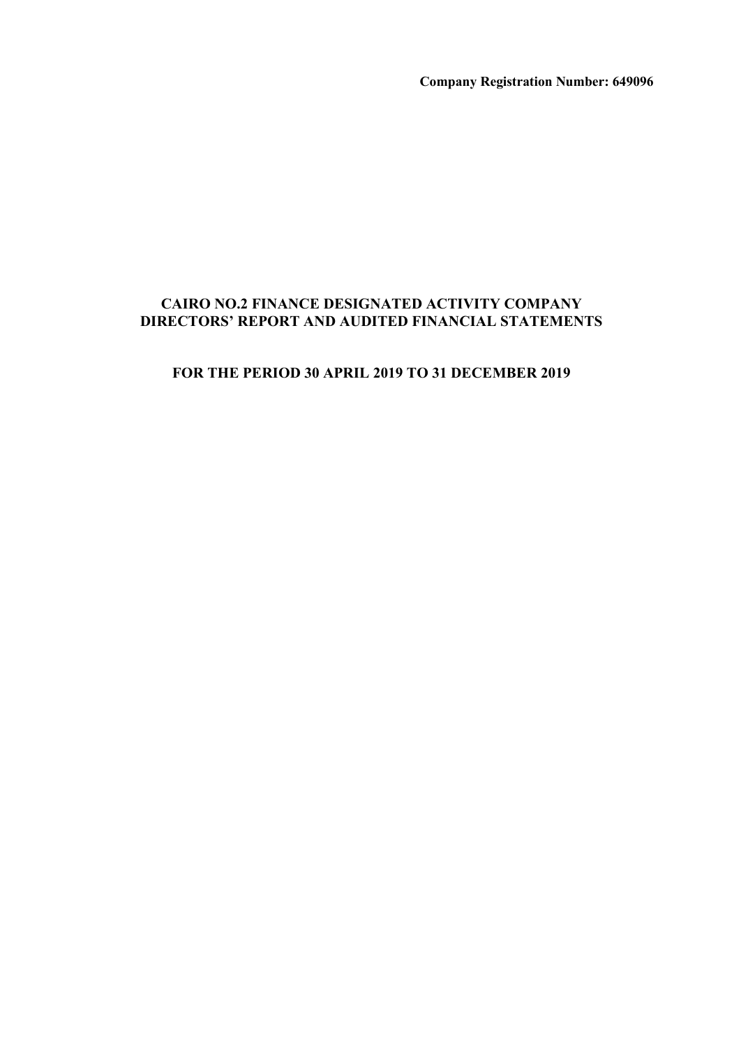**Company Registration Number: 649096**

# CAIRO NO.2 FINANCE DESIGNATED ACTIVITY COMPANY
# DIRECTORS' REPORT AND AUDITED FINANCIAL STATEMENTS

## FOR THE PERIOD 30 APRIL 2019 TO 31 DECEMBER 2019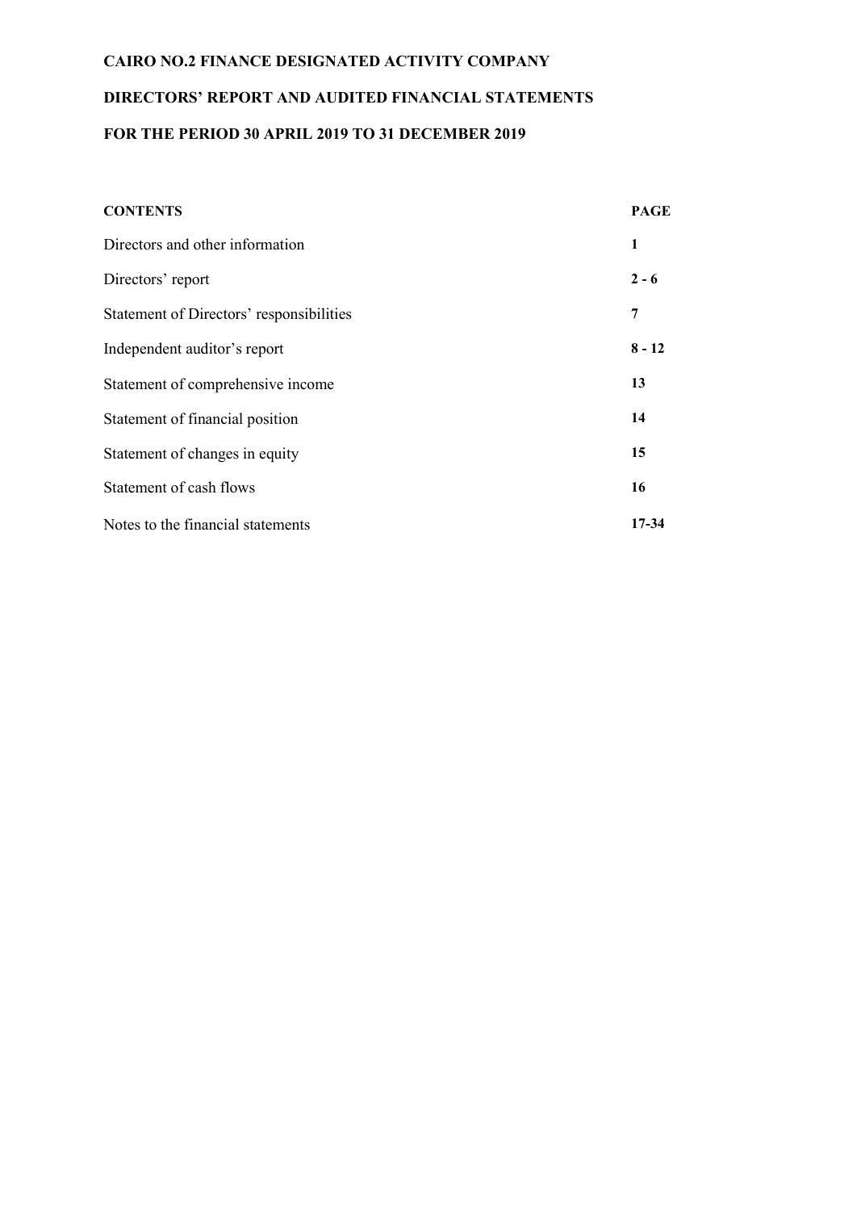**CAIRO NO.2 FINANCE DESIGNATED ACTIVITY COMPANY**

**DIRECTORS' REPORT AND AUDITED FINANCIAL STATEMENTS**

**FOR THE PERIOD 30 APRIL 2019 TO 31 DECEMBER 2019**

| **CONTENTS** | **PAGE** |
|---|---|
| Directors and other information | **1** |
| Directors' report | **2 - 6** |
| Statement of Directors' responsibilities | **7** |
| Independent auditor's report | **8 - 12** |
| Statement of comprehensive income | **13** |
| Statement of financial position | **14** |
| Statement of changes in equity | **15** |
| Statement of cash flows | **16** |
| Notes to the financial statements | **17-34** |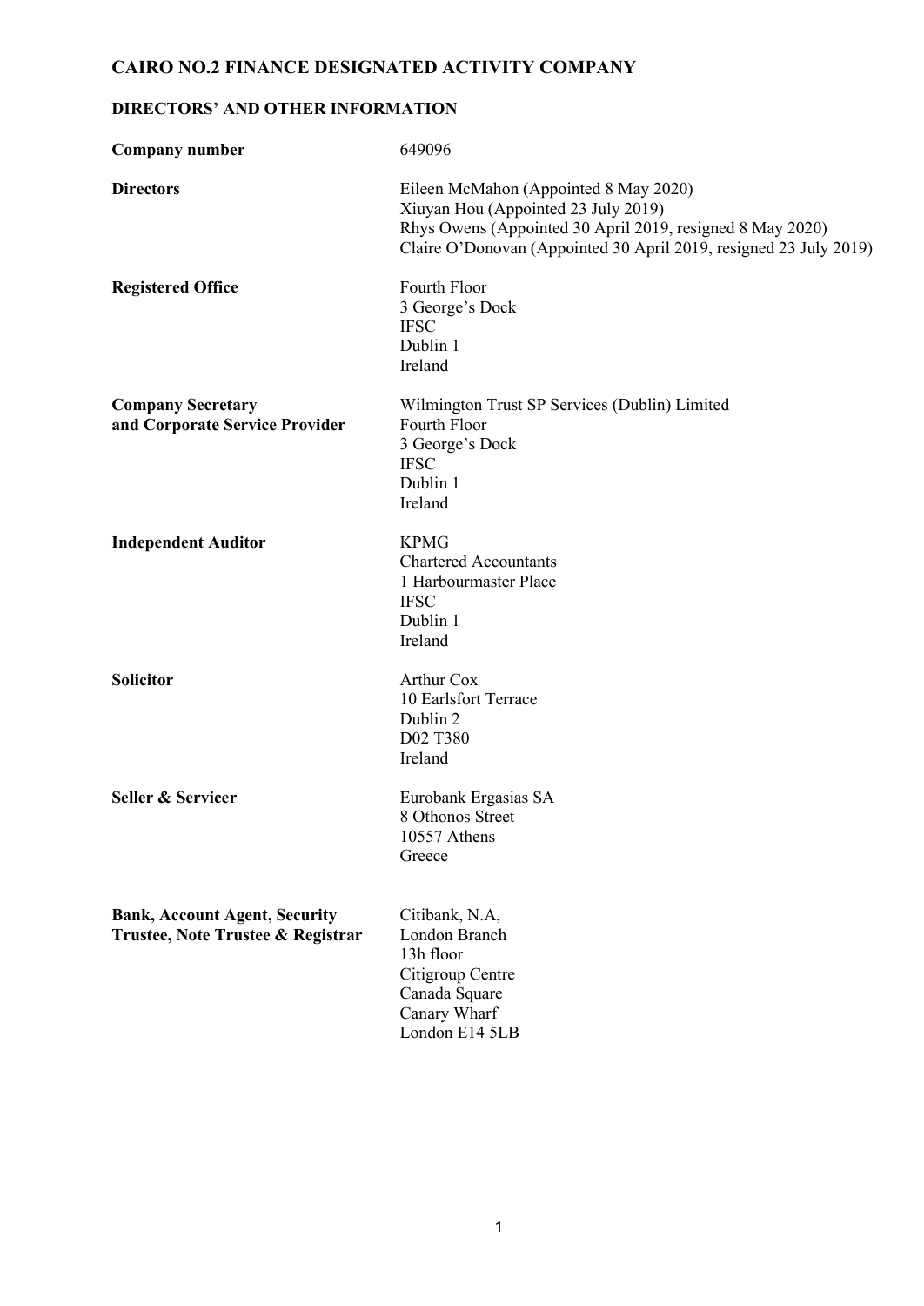# CAIRO NO.2 FINANCE DESIGNATED ACTIVITY COMPANY

## DIRECTORS' AND OTHER INFORMATION

| | |
|---|---|
| **Company number** | 649096 |
| **Directors** | Eileen McMahon (Appointed 8 May 2020)<br>Xiuyan Hou (Appointed 23 July 2019)<br>Rhys Owens (Appointed 30 April 2019, resigned 8 May 2020)<br>Claire O'Donovan (Appointed 30 April 2019, resigned 23 July 2019) |
| **Registered Office** | Fourth Floor<br>3 George's Dock<br>IFSC<br>Dublin 1<br>Ireland |
| **Company Secretary and Corporate Service Provider** | Wilmington Trust SP Services (Dublin) Limited<br>Fourth Floor<br>3 George's Dock<br>IFSC<br>Dublin 1<br>Ireland |
| **Independent Auditor** | KPMG<br>Chartered Accountants<br>1 Harbourmaster Place<br>IFSC<br>Dublin 1<br>Ireland |
| **Solicitor** | Arthur Cox<br>10 Earlsfort Terrace<br>Dublin 2<br>D02 T380<br>Ireland |
| **Seller & Servicer** | Eurobank Ergasias SA<br>8 Othonos Street<br>10557 Athens<br>Greece |
| **Bank, Account Agent, Security Trustee, Note Trustee & Registrar** | Citibank, N.A,<br>London Branch<br>13h floor<br>Citigroup Centre<br>Canada Square<br>Canary Wharf<br>London E14 5LB |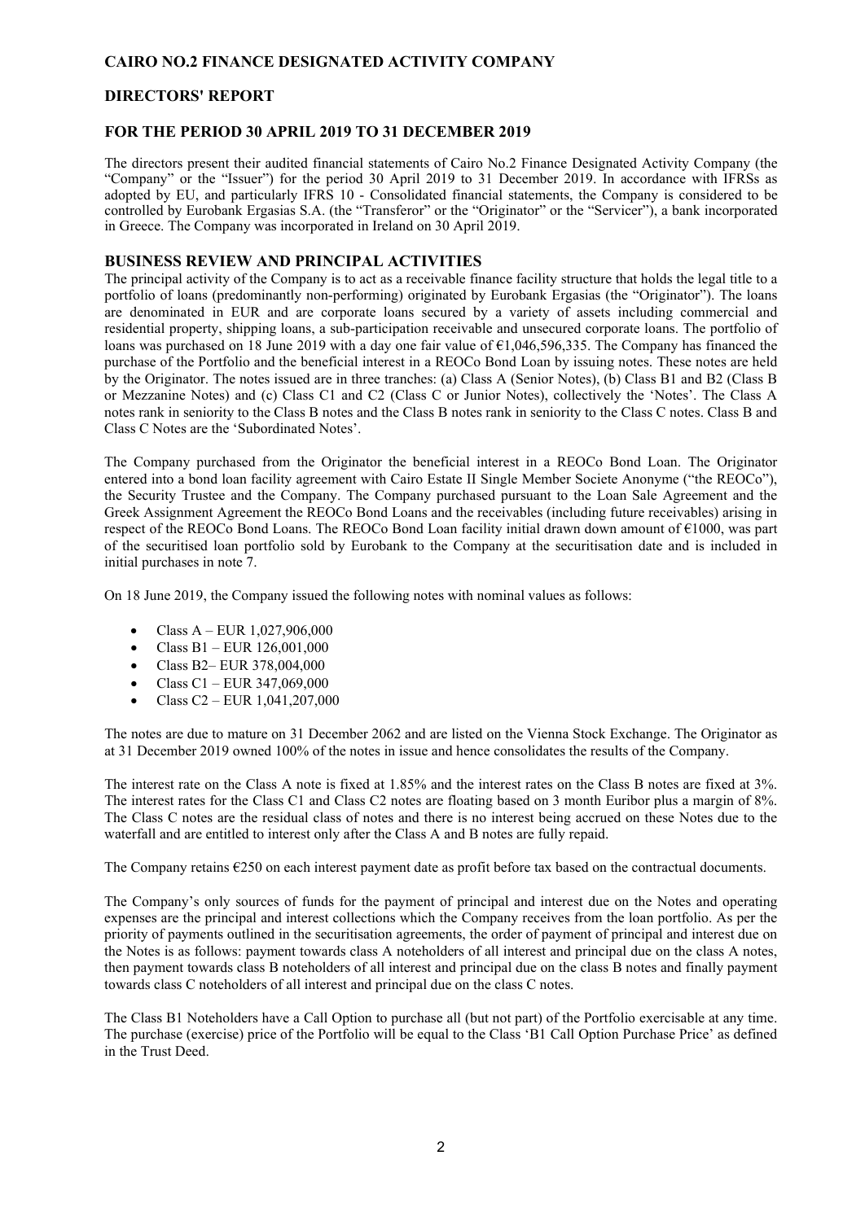# CAIRO NO.2 FINANCE DESIGNATED ACTIVITY COMPANY

## DIRECTORS' REPORT

## FOR THE PERIOD 30 APRIL 2019 TO 31 DECEMBER 2019

The directors present their audited financial statements of Cairo No.2 Finance Designated Activity Company (the "Company" or the "Issuer") for the period 30 April 2019 to 31 December 2019. In accordance with IFRSs as adopted by EU, and particularly IFRS 10 - Consolidated financial statements, the Company is considered to be controlled by Eurobank Ergasias S.A. (the "Transferor" or the "Originator" or the "Servicer"), a bank incorporated in Greece. The Company was incorporated in Ireland on 30 April 2019.

### BUSINESS REVIEW AND PRINCIPAL ACTIVITIES

The principal activity of the Company is to act as a receivable finance facility structure that holds the legal title to a portfolio of loans (predominantly non-performing) originated by Eurobank Ergasias (the "Originator"). The loans are denominated in EUR and are corporate loans secured by a variety of assets including commercial and residential property, shipping loans, a sub-participation receivable and unsecured corporate loans. The portfolio of loans was purchased on 18 June 2019 with a day one fair value of €1,046,596,335. The Company has financed the purchase of the Portfolio and the beneficial interest in a REOCo Bond Loan by issuing notes. These notes are held by the Originator. The notes issued are in three tranches: (a) Class A (Senior Notes), (b) Class B1 and B2 (Class B or Mezzanine Notes) and (c) Class C1 and C2 (Class C or Junior Notes), collectively the 'Notes'. The Class A notes rank in seniority to the Class B notes and the Class B notes rank in seniority to the Class C notes. Class B and Class C Notes are the 'Subordinated Notes'.

The Company purchased from the Originator the beneficial interest in a REOCo Bond Loan. The Originator entered into a bond loan facility agreement with Cairo Estate II Single Member Societe Anonyme ("the REOCo"), the Security Trustee and the Company. The Company purchased pursuant to the Loan Sale Agreement and the Greek Assignment Agreement the REOCo Bond Loans and the receivables (including future receivables) arising in respect of the REOCo Bond Loans. The REOCo Bond Loan facility initial drawn down amount of €1000, was part of the securitised loan portfolio sold by Eurobank to the Company at the securitisation date and is included in initial purchases in note 7.

On 18 June 2019, the Company issued the following notes with nominal values as follows:

- Class A – EUR 1,027,906,000
- Class B1 – EUR 126,001,000
- Class B2– EUR 378,004,000
- Class C1 – EUR 347,069,000
- Class C2 – EUR 1,041,207,000

The notes are due to mature on 31 December 2062 and are listed on the Vienna Stock Exchange. The Originator as at 31 December 2019 owned 100% of the notes in issue and hence consolidates the results of the Company.

The interest rate on the Class A note is fixed at 1.85% and the interest rates on the Class B notes are fixed at 3%. The interest rates for the Class C1 and Class C2 notes are floating based on 3 month Euribor plus a margin of 8%. The Class C notes are the residual class of notes and there is no interest being accrued on these Notes due to the waterfall and are entitled to interest only after the Class A and B notes are fully repaid.

The Company retains €250 on each interest payment date as profit before tax based on the contractual documents.

The Company's only sources of funds for the payment of principal and interest due on the Notes and operating expenses are the principal and interest collections which the Company receives from the loan portfolio. As per the priority of payments outlined in the securitisation agreements, the order of payment of principal and interest due on the Notes is as follows: payment towards class A noteholders of all interest and principal due on the class A notes, then payment towards class B noteholders of all interest and principal due on the class B notes and finally payment towards class C noteholders of all interest and principal due on the class C notes.

The Class B1 Noteholders have a Call Option to purchase all (but not part) of the Portfolio exercisable at any time. The purchase (exercise) price of the Portfolio will be equal to the Class 'B1 Call Option Purchase Price' as defined in the Trust Deed.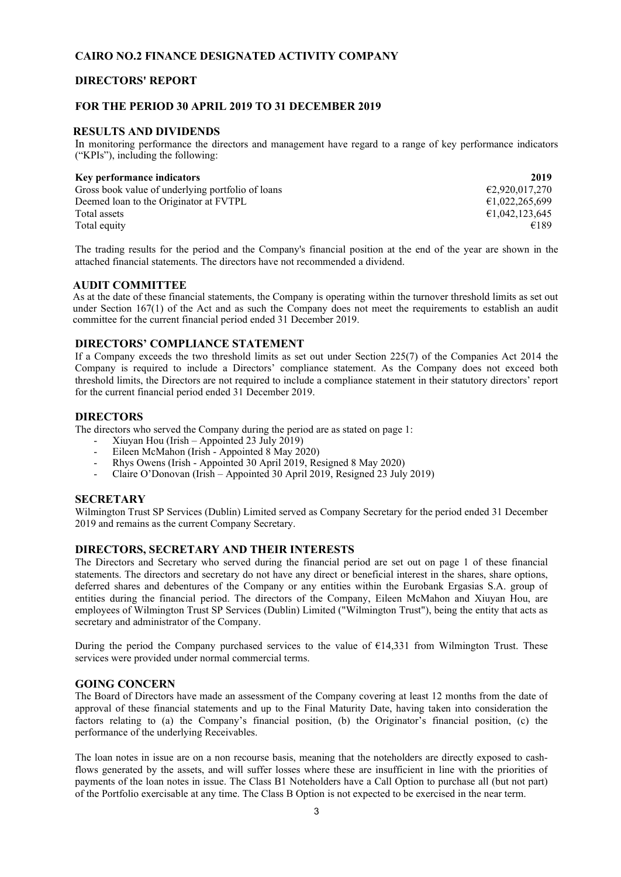**CAIRO NO.2 FINANCE DESIGNATED ACTIVITY COMPANY**

**DIRECTORS' REPORT**

**FOR THE PERIOD 30 APRIL 2019 TO 31 DECEMBER 2019**

## RESULTS AND DIVIDENDS

In monitoring performance the directors and management have regard to a range of key performance indicators ("KPIs"), including the following:

| Key performance indicators | 2019 |
|---|---|
| Gross book value of underlying portfolio of loans | €2,920,017,270 |
| Deemed loan to the Originator at FVTPL | €1,022,265,699 |
| Total assets | €1,042,123,645 |
| Total equity | €189 |

The trading results for the period and the Company's financial position at the end of the year are shown in the attached financial statements. The directors have not recommended a dividend.

## AUDIT COMMITTEE

As at the date of these financial statements, the Company is operating within the turnover threshold limits as set out under Section 167(1) of the Act and as such the Company does not meet the requirements to establish an audit committee for the current financial period ended 31 December 2019.

## DIRECTORS' COMPLIANCE STATEMENT

If a Company exceeds the two threshold limits as set out under Section 225(7) of the Companies Act 2014 the Company is required to include a Directors' compliance statement. As the Company does not exceed both threshold limits, the Directors are not required to include a compliance statement in their statutory directors' report for the current financial period ended 31 December 2019.

## DIRECTORS

The directors who served the Company during the period are as stated on page 1:

- Xiuyan Hou (Irish – Appointed 23 July 2019)
- Eileen McMahon (Irish - Appointed 8 May 2020)
- Rhys Owens (Irish - Appointed 30 April 2019, Resigned 8 May 2020)
- Claire O'Donovan (Irish – Appointed 30 April 2019, Resigned 23 July 2019)

## SECRETARY

Wilmington Trust SP Services (Dublin) Limited served as Company Secretary for the period ended 31 December 2019 and remains as the current Company Secretary.

## DIRECTORS, SECRETARY AND THEIR INTERESTS

The Directors and Secretary who served during the financial period are set out on page 1 of these financial statements. The directors and secretary do not have any direct or beneficial interest in the shares, share options, deferred shares and debentures of the Company or any entities within the Eurobank Ergasias S.A. group of entities during the financial period. The directors of the Company, Eileen McMahon and Xiuyan Hou, are employees of Wilmington Trust SP Services (Dublin) Limited ("Wilmington Trust"), being the entity that acts as secretary and administrator of the Company.

During the period the Company purchased services to the value of €14,331 from Wilmington Trust. These services were provided under normal commercial terms.

## GOING CONCERN

The Board of Directors have made an assessment of the Company covering at least 12 months from the date of approval of these financial statements and up to the Final Maturity Date, having taken into consideration the factors relating to (a) the Company's financial position, (b) the Originator's financial position, (c) the performance of the underlying Receivables.

The loan notes in issue are on a non recourse basis, meaning that the noteholders are directly exposed to cash-flows generated by the assets, and will suffer losses where these are insufficient in line with the priorities of payments of the loan notes in issue. The Class B1 Noteholders have a Call Option to purchase all (but not part) of the Portfolio exercisable at any time. The Class B Option is not expected to be exercised in the near term.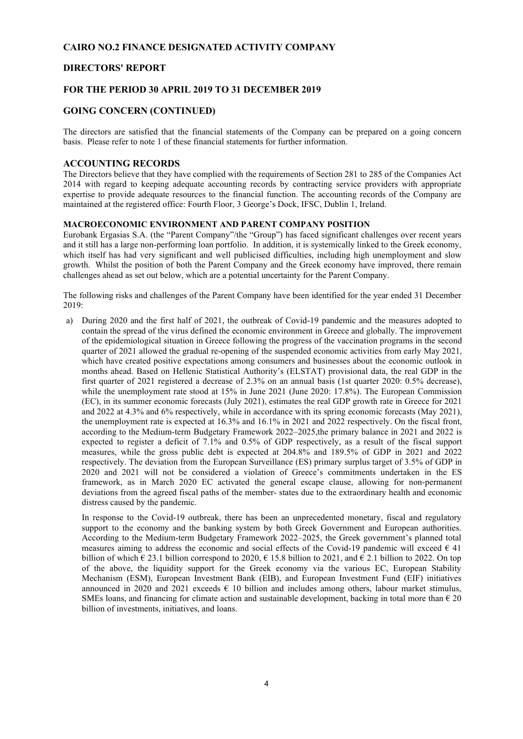# CAIRO NO.2 FINANCE DESIGNATED ACTIVITY COMPANY

## DIRECTORS' REPORT

## FOR THE PERIOD 30 APRIL 2019 TO 31 DECEMBER 2019

## GOING CONCERN (CONTINUED)

The directors are satisfied that the financial statements of the Company can be prepared on a going concern basis. Please refer to note 1 of these financial statements for further information.

## ACCOUNTING RECORDS

The Directors believe that they have complied with the requirements of Section 281 to 285 of the Companies Act 2014 with regard to keeping adequate accounting records by contracting service providers with appropriate expertise to provide adequate resources to the financial function. The accounting records of the Company are maintained at the registered office: Fourth Floor, 3 George's Dock, IFSC, Dublin 1, Ireland.

### MACROECONOMIC ENVIRONMENT AND PARENT COMPANY POSITION

Eurobank Ergasias S.A. (the "Parent Company"/the "Group") has faced significant challenges over recent years and it still has a large non-performing loan portfolio. In addition, it is systemically linked to the Greek economy, which itself has had very significant and well publicised difficulties, including high unemployment and slow growth. Whilst the position of both the Parent Company and the Greek economy have improved, there remain challenges ahead as set out below, which are a potential uncertainty for the Parent Company.

The following risks and challenges of the Parent Company have been identified for the year ended 31 December 2019:

a) During 2020 and the first half of 2021, the outbreak of Covid-19 pandemic and the measures adopted to contain the spread of the virus defined the economic environment in Greece and globally. The improvement of the epidemiological situation in Greece following the progress of the vaccination programs in the second quarter of 2021 allowed the gradual re-opening of the suspended economic activities from early May 2021, which have created positive expectations among consumers and businesses about the economic outlook in months ahead. Based on Hellenic Statistical Authority's (ELSTAT) provisional data, the real GDP in the first quarter of 2021 registered a decrease of 2.3% on an annual basis (1st quarter 2020: 0.5% decrease), while the unemployment rate stood at 15% in June 2021 (June 2020: 17.8%). The European Commission (EC), in its summer economic forecasts (July 2021), estimates the real GDP growth rate in Greece for 2021 and 2022 at 4.3% and 6% respectively, while in accordance with its spring economic forecasts (May 2021), the unemployment rate is expected at 16.3% and 16.1% in 2021 and 2022 respectively. On the fiscal front, according to the Medium-term Budgetary Framework 2022–2025,the primary balance in 2021 and 2022 is expected to register a deficit of 7.1% and 0.5% of GDP respectively, as a result of the fiscal support measures, while the gross public debt is expected at 204.8% and 189.5% of GDP in 2021 and 2022 respectively. The deviation from the European Surveillance (ES) primary surplus target of 3.5% of GDP in 2020 and 2021 will not be considered a violation of Greece's commitments undertaken in the ES framework, as in March 2020 EC activated the general escape clause, allowing for non-permanent deviations from the agreed fiscal paths of the member- states due to the extraordinary health and economic distress caused by the pandemic.

   In response to the Covid-19 outbreak, there has been an unprecedented monetary, fiscal and regulatory support to the economy and the banking system by both Greek Government and European authorities. According to the Medium-term Budgetary Framework 2022–2025, the Greek government's planned total measures aiming to address the economic and social effects of the Covid-19 pandemic will exceed € 41 billion of which € 23.1 billion correspond to 2020, € 15.8 billion to 2021, and € 2.1 billion to 2022. On top of the above, the liquidity support for the Greek economy via the various EC, European Stability Mechanism (ESM), European Investment Bank (EIB), and European Investment Fund (EIF) initiatives announced in 2020 and 2021 exceeds € 10 billion and includes among others, labour market stimulus, SMEs loans, and financing for climate action and sustainable development, backing in total more than € 20 billion of investments, initiatives, and loans.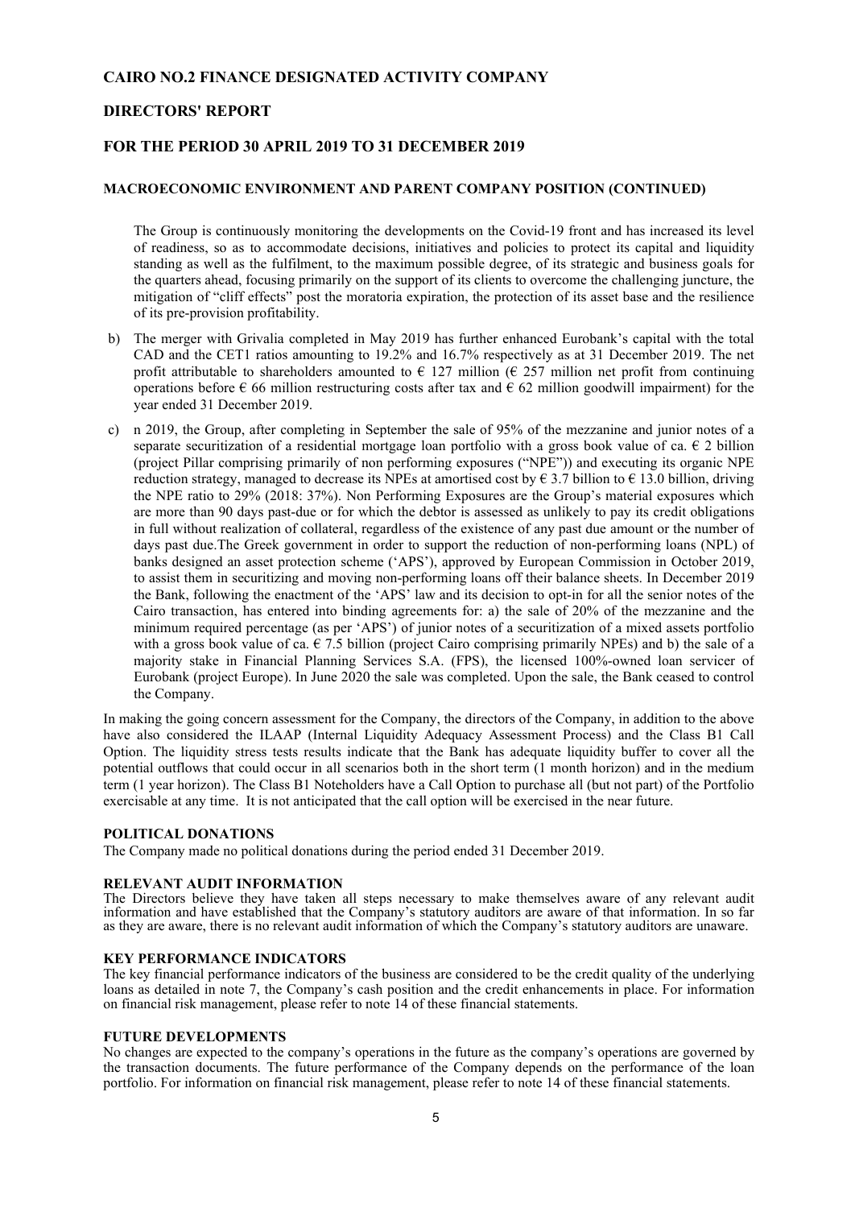# CAIRO NO.2 FINANCE DESIGNATED ACTIVITY COMPANY

## DIRECTORS' REPORT

## FOR THE PERIOD 30 APRIL 2019 TO 31 DECEMBER 2019

### MACROECONOMIC ENVIRONMENT AND PARENT COMPANY POSITION (CONTINUED)

The Group is continuously monitoring the developments on the Covid-19 front and has increased its level of readiness, so as to accommodate decisions, initiatives and policies to protect its capital and liquidity standing as well as the fulfilment, to the maximum possible degree, of its strategic and business goals for the quarters ahead, focusing primarily on the support of its clients to overcome the challenging juncture, the mitigation of "cliff effects" post the moratoria expiration, the protection of its asset base and the resilience of its pre-provision profitability.

b) The merger with Grivalia completed in May 2019 has further enhanced Eurobank's capital with the total CAD and the CET1 ratios amounting to 19.2% and 16.7% respectively as at 31 December 2019. The net profit attributable to shareholders amounted to € 127 million (€ 257 million net profit from continuing operations before € 66 million restructuring costs after tax and € 62 million goodwill impairment) for the year ended 31 December 2019.

c) n 2019, the Group, after completing in September the sale of 95% of the mezzanine and junior notes of a separate securitization of a residential mortgage loan portfolio with a gross book value of ca. € 2 billion (project Pillar comprising primarily of non performing exposures ("NPE")) and executing its organic NPE reduction strategy, managed to decrease its NPEs at amortised cost by € 3.7 billion to € 13.0 billion, driving the NPE ratio to 29% (2018: 37%). Non Performing Exposures are the Group's material exposures which are more than 90 days past-due or for which the debtor is assessed as unlikely to pay its credit obligations in full without realization of collateral, regardless of the existence of any past due amount or the number of days past due.The Greek government in order to support the reduction of non-performing loans (NPL) of banks designed an asset protection scheme ('APS'), approved by European Commission in October 2019, to assist them in securitizing and moving non-performing loans off their balance sheets. In December 2019 the Bank, following the enactment of the 'APS' law and its decision to opt-in for all the senior notes of the Cairo transaction, has entered into binding agreements for: a) the sale of 20% of the mezzanine and the minimum required percentage (as per 'APS') of junior notes of a securitization of a mixed assets portfolio with a gross book value of ca. € 7.5 billion (project Cairo comprising primarily NPEs) and b) the sale of a majority stake in Financial Planning Services S.A. (FPS), the licensed 100%-owned loan servicer of Eurobank (project Europe). In June 2020 the sale was completed. Upon the sale, the Bank ceased to control the Company.

In making the going concern assessment for the Company, the directors of the Company, in addition to the above have also considered the ILAAP (Internal Liquidity Adequacy Assessment Process) and the Class B1 Call Option. The liquidity stress tests results indicate that the Bank has adequate liquidity buffer to cover all the potential outflows that could occur in all scenarios both in the short term (1 month horizon) and in the medium term (1 year horizon). The Class B1 Noteholders have a Call Option to purchase all (but not part) of the Portfolio exercisable at any time. It is not anticipated that the call option will be exercised in the near future.

### POLITICAL DONATIONS

The Company made no political donations during the period ended 31 December 2019.

### RELEVANT AUDIT INFORMATION

The Directors believe they have taken all steps necessary to make themselves aware of any relevant audit information and have established that the Company's statutory auditors are aware of that information. In so far as they are aware, there is no relevant audit information of which the Company's statutory auditors are unaware.

### KEY PERFORMANCE INDICATORS

The key financial performance indicators of the business are considered to be the credit quality of the underlying loans as detailed in note 7, the Company's cash position and the credit enhancements in place. For information on financial risk management, please refer to note 14 of these financial statements.

### FUTURE DEVELOPMENTS

No changes are expected to the company's operations in the future as the company's operations are governed by the transaction documents. The future performance of the Company depends on the performance of the loan portfolio. For information on financial risk management, please refer to note 14 of these financial statements.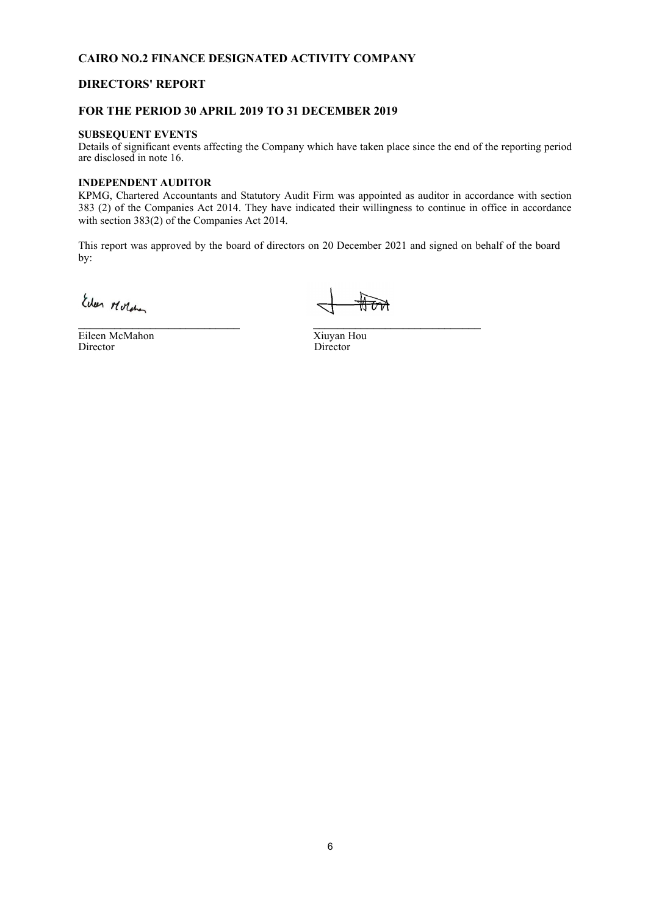# CAIRO NO.2 FINANCE DESIGNATED ACTIVITY COMPANY

## DIRECTORS' REPORT

## FOR THE PERIOD 30 APRIL 2019 TO 31 DECEMBER 2019

**SUBSEQUENT EVENTS**

Details of significant events affecting the Company which have taken place since the end of the reporting period are disclosed in note 16.

**INDEPENDENT AUDITOR**

KPMG, Chartered Accountants and Statutory Audit Firm was appointed as auditor in accordance with section 383 (2) of the Companies Act 2014. They have indicated their willingness to continue in office in accordance with section 383(2) of the Companies Act 2014.

This report was approved by the board of directors on 20 December 2021 and signed on behalf of the board by:

| | |
|---|---|
| Eileen McMahon | Xiuyan Hou |
| Director | Director |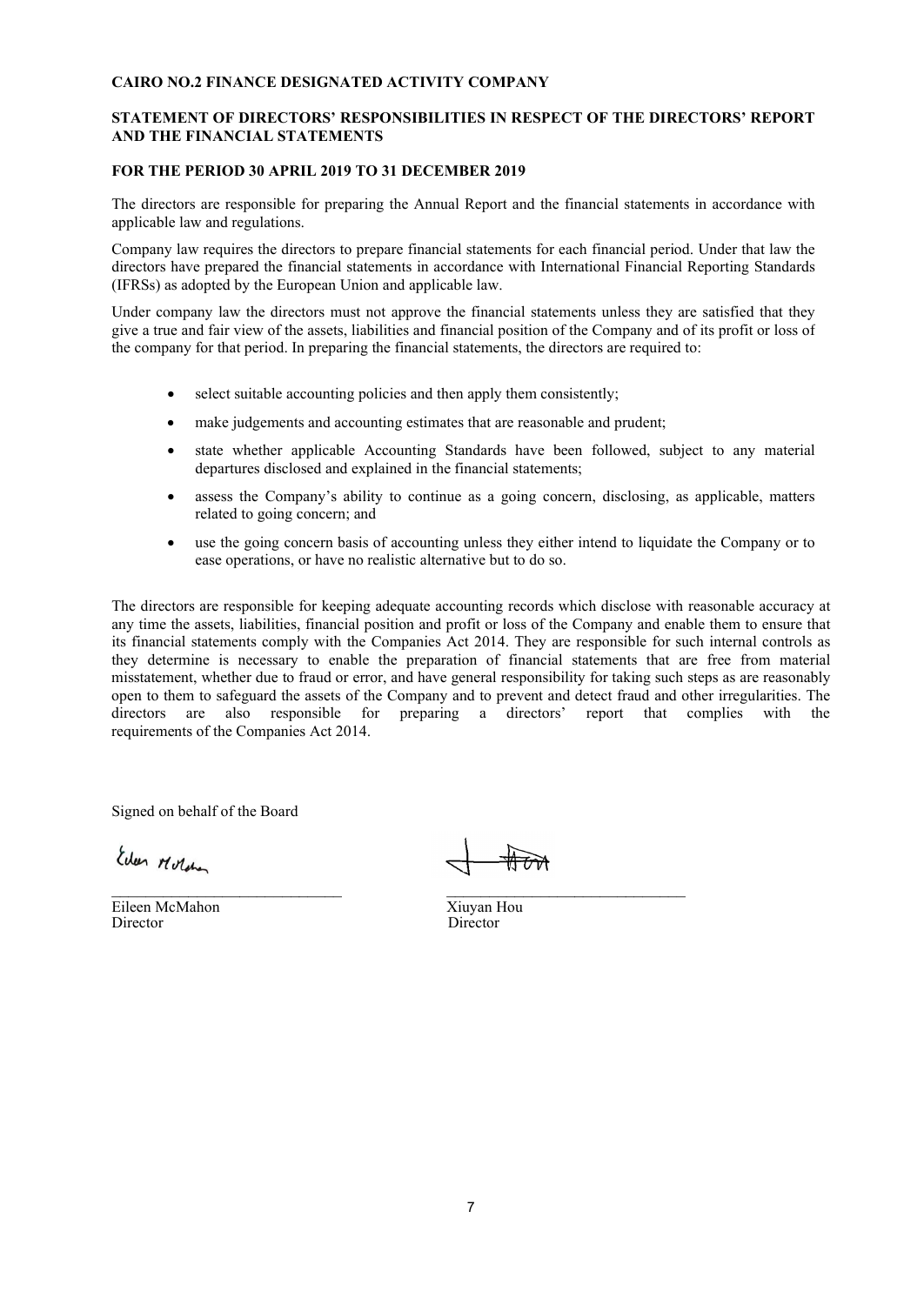**CAIRO NO.2 FINANCE DESIGNATED ACTIVITY COMPANY**

**STATEMENT OF DIRECTORS' RESPONSIBILITIES IN RESPECT OF THE DIRECTORS' REPORT AND THE FINANCIAL STATEMENTS**

**FOR THE PERIOD 30 APRIL 2019 TO 31 DECEMBER 2019**

The directors are responsible for preparing the Annual Report and the financial statements in accordance with applicable law and regulations.

Company law requires the directors to prepare financial statements for each financial period. Under that law the directors have prepared the financial statements in accordance with International Financial Reporting Standards (IFRSs) as adopted by the European Union and applicable law.

Under company law the directors must not approve the financial statements unless they are satisfied that they give a true and fair view of the assets, liabilities and financial position of the Company and of its profit or loss of the company for that period. In preparing the financial statements, the directors are required to:

- select suitable accounting policies and then apply them consistently;
- make judgements and accounting estimates that are reasonable and prudent;
- state whether applicable Accounting Standards have been followed, subject to any material departures disclosed and explained in the financial statements;
- assess the Company's ability to continue as a going concern, disclosing, as applicable, matters related to going concern; and
- use the going concern basis of accounting unless they either intend to liquidate the Company or to ease operations, or have no realistic alternative but to do so.

The directors are responsible for keeping adequate accounting records which disclose with reasonable accuracy at any time the assets, liabilities, financial position and profit or loss of the Company and enable them to ensure that its financial statements comply with the Companies Act 2014. They are responsible for such internal controls as they determine is necessary to enable the preparation of financial statements that are free from material misstatement, whether due to fraud or error, and have general responsibility for taking such steps as are reasonably open to them to safeguard the assets of the Company and to prevent and detect fraud and other irregularities. The directors are also responsible for preparing a directors' report that complies with the requirements of the Companies Act 2014.

Signed on behalf of the Board

| | |
|---|---|
| Eileen McMahon | Xiuyan Hou |
| Director | Director |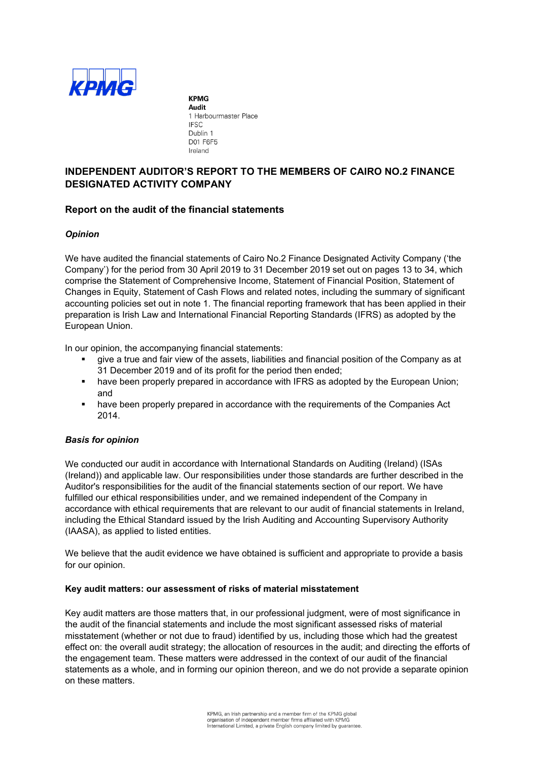KPMG

**KPMG**
**Audit**
1 Harbourmaster Place
IFSC
Dublin 1
D01 F6F5
Ireland

# INDEPENDENT AUDITOR'S REPORT TO THE MEMBERS OF CAIRO NO.2 FINANCE DESIGNATED ACTIVITY COMPANY

## Report on the audit of the financial statements

### *Opinion*

We have audited the financial statements of Cairo No.2 Finance Designated Activity Company ('the Company') for the period from 30 April 2019 to 31 December 2019 set out on pages 13 to 34, which comprise the Statement of Comprehensive Income, Statement of Financial Position, Statement of Changes in Equity, Statement of Cash Flows and related notes, including the summary of significant accounting policies set out in note 1. The financial reporting framework that has been applied in their preparation is Irish Law and International Financial Reporting Standards (IFRS) as adopted by the European Union.

In our opinion, the accompanying financial statements:

- give a true and fair view of the assets, liabilities and financial position of the Company as at 31 December 2019 and of its profit for the period then ended;
- have been properly prepared in accordance with IFRS as adopted by the European Union; and
- have been properly prepared in accordance with the requirements of the Companies Act 2014.

### *Basis for opinion*

We conducted our audit in accordance with International Standards on Auditing (Ireland) (ISAs (Ireland)) and applicable law. Our responsibilities under those standards are further described in the Auditor's responsibilities for the audit of the financial statements section of our report. We have fulfilled our ethical responsibilities under, and we remained independent of the Company in accordance with ethical requirements that are relevant to our audit of financial statements in Ireland, including the Ethical Standard issued by the Irish Auditing and Accounting Supervisory Authority (IAASA), as applied to listed entities.

We believe that the audit evidence we have obtained is sufficient and appropriate to provide a basis for our opinion.

### Key audit matters: our assessment of risks of material misstatement

Key audit matters are those matters that, in our professional judgment, were of most significance in the audit of the financial statements and include the most significant assessed risks of material misstatement (whether or not due to fraud) identified by us, including those which had the greatest effect on: the overall audit strategy; the allocation of resources in the audit; and directing the efforts of the engagement team. These matters were addressed in the context of our audit of the financial statements as a whole, and in forming our opinion thereon, and we do not provide a separate opinion on these matters.

KPMG, an Irish partnership and a member firm of the KPMG global organisation of independent member firms affiliated with KPMG International Limited, a private English company limited by guarantee.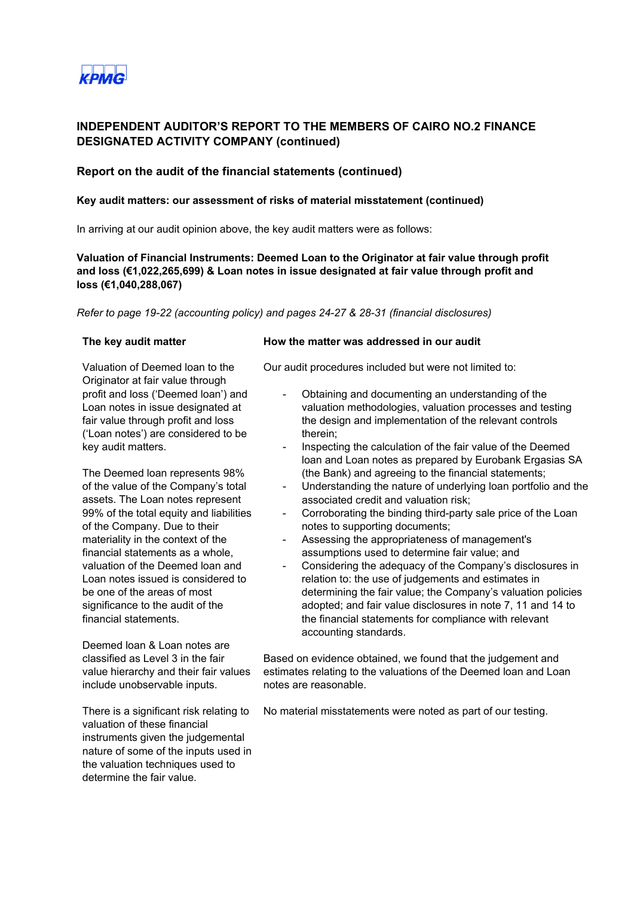## INDEPENDENT AUDITOR'S REPORT TO THE MEMBERS OF CAIRO NO.2 FINANCE DESIGNATED ACTIVITY COMPANY (continued)

### Report on the audit of the financial statements (continued)

#### Key audit matters: our assessment of risks of material misstatement (continued)

In arriving at our audit opinion above, the key audit matters were as follows:

**Valuation of Financial Instruments: Deemed Loan to the Originator at fair value through profit and loss (€1,022,265,699) & Loan notes in issue designated at fair value through profit and loss (€1,040,288,067)**

*Refer to page 19-22 (accounting policy) and pages 24-27 & 28-31 (financial disclosures)*

| The key audit matter | How the matter was addressed in our audit |
| --- | --- |
| Valuation of Deemed loan to the Originator at fair value through profit and loss ('Deemed loan') and Loan notes in issue designated at fair value through profit and loss ('Loan notes') are considered to be key audit matters.<br><br>The Deemed loan represents 98% of the value of the Company's total assets. The Loan notes represent 99% of the total equity and liabilities of the Company. Due to their materiality in the context of the financial statements as a whole, valuation of the Deemed loan and Loan notes issued is considered to be one of the areas of most significance to the audit of the financial statements.<br><br>Deemed loan & Loan notes are classified as Level 3 in the fair value hierarchy and their fair values include unobservable inputs.<br><br>There is a significant risk relating to valuation of these financial instruments given the judgemental nature of some of the inputs used in the valuation techniques used to determine the fair value. | Our audit procedures included but were not limited to:<br><br>- Obtaining and documenting an understanding of the valuation methodologies, valuation processes and testing the design and implementation of the relevant controls therein;<br>- Inspecting the calculation of the fair value of the Deemed loan and Loan notes as prepared by Eurobank Ergasias SA (the Bank) and agreeing to the financial statements;<br>- Understanding the nature of underlying loan portfolio and the associated credit and valuation risk;<br>- Corroborating the binding third-party sale price of the Loan notes to supporting documents;<br>- Assessing the appropriateness of management's assumptions used to determine fair value; and<br>- Considering the adequacy of the Company's disclosures in relation to: the use of judgements and estimates in determining the fair value; the Company's valuation policies adopted; and fair value disclosures in note 7, 11 and 14 to the financial statements for compliance with relevant accounting standards.<br><br>Based on evidence obtained, we found that the judgement and estimates relating to the valuations of the Deemed loan and Loan notes are reasonable.<br><br>No material misstatements were noted as part of our testing. |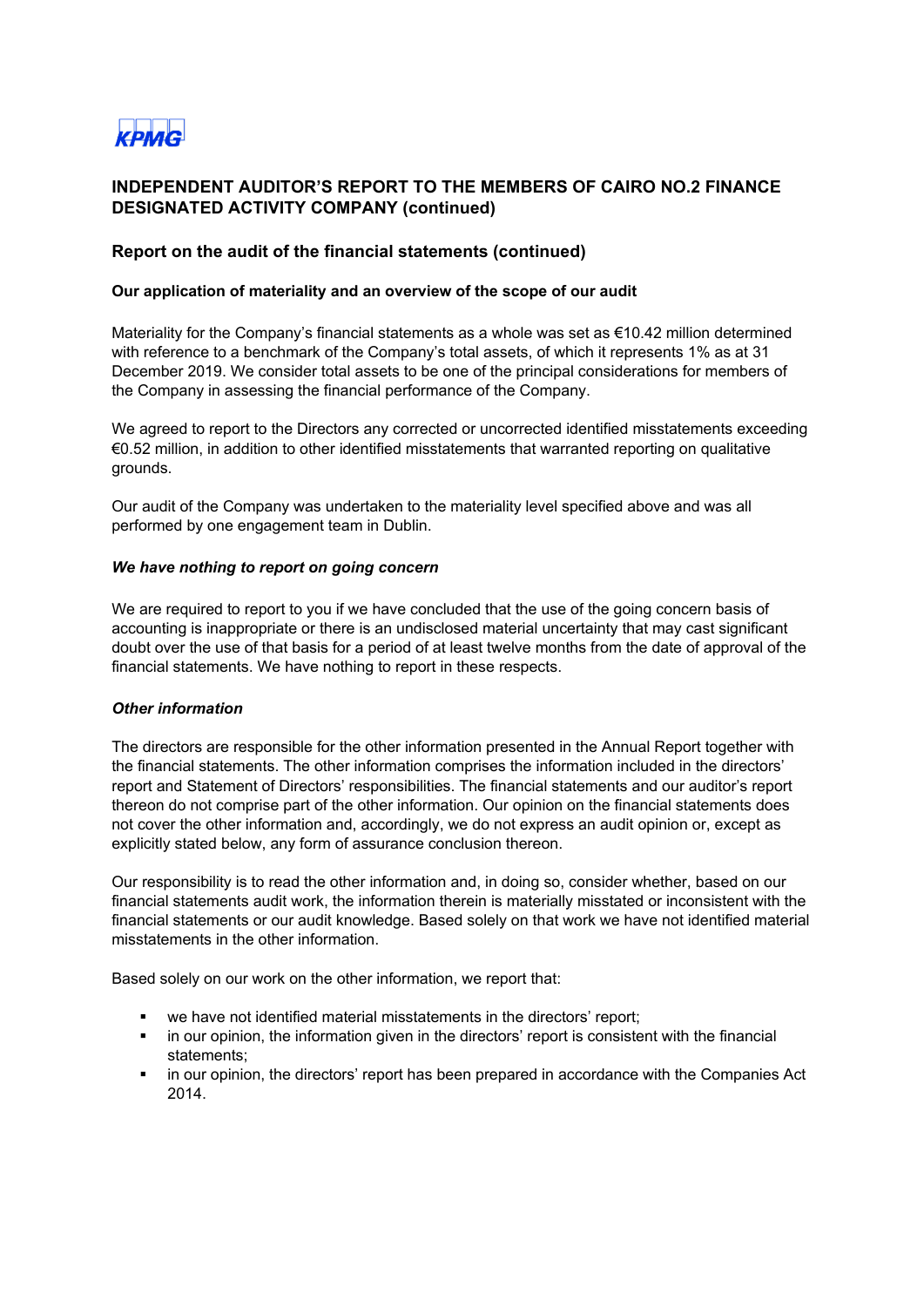## INDEPENDENT AUDITOR'S REPORT TO THE MEMBERS OF CAIRO NO.2 FINANCE DESIGNATED ACTIVITY COMPANY (continued)

### Report on the audit of the financial statements (continued)

#### Our application of materiality and an overview of the scope of our audit

Materiality for the Company's financial statements as a whole was set as €10.42 million determined with reference to a benchmark of the Company's total assets, of which it represents 1% as at 31 December 2019. We consider total assets to be one of the principal considerations for members of the Company in assessing the financial performance of the Company.

We agreed to report to the Directors any corrected or uncorrected identified misstatements exceeding €0.52 million, in addition to other identified misstatements that warranted reporting on qualitative grounds.

Our audit of the Company was undertaken to the materiality level specified above and was all performed by one engagement team in Dublin.

#### *We have nothing to report on going concern*

We are required to report to you if we have concluded that the use of the going concern basis of accounting is inappropriate or there is an undisclosed material uncertainty that may cast significant doubt over the use of that basis for a period of at least twelve months from the date of approval of the financial statements. We have nothing to report in these respects.

#### *Other information*

The directors are responsible for the other information presented in the Annual Report together with the financial statements. The other information comprises the information included in the directors' report and Statement of Directors' responsibilities. The financial statements and our auditor's report thereon do not comprise part of the other information. Our opinion on the financial statements does not cover the other information and, accordingly, we do not express an audit opinion or, except as explicitly stated below, any form of assurance conclusion thereon.

Our responsibility is to read the other information and, in doing so, consider whether, based on our financial statements audit work, the information therein is materially misstated or inconsistent with the financial statements or our audit knowledge. Based solely on that work we have not identified material misstatements in the other information.

Based solely on our work on the other information, we report that:

- we have not identified material misstatements in the directors' report;
- in our opinion, the information given in the directors' report is consistent with the financial statements;
- in our opinion, the directors' report has been prepared in accordance with the Companies Act 2014.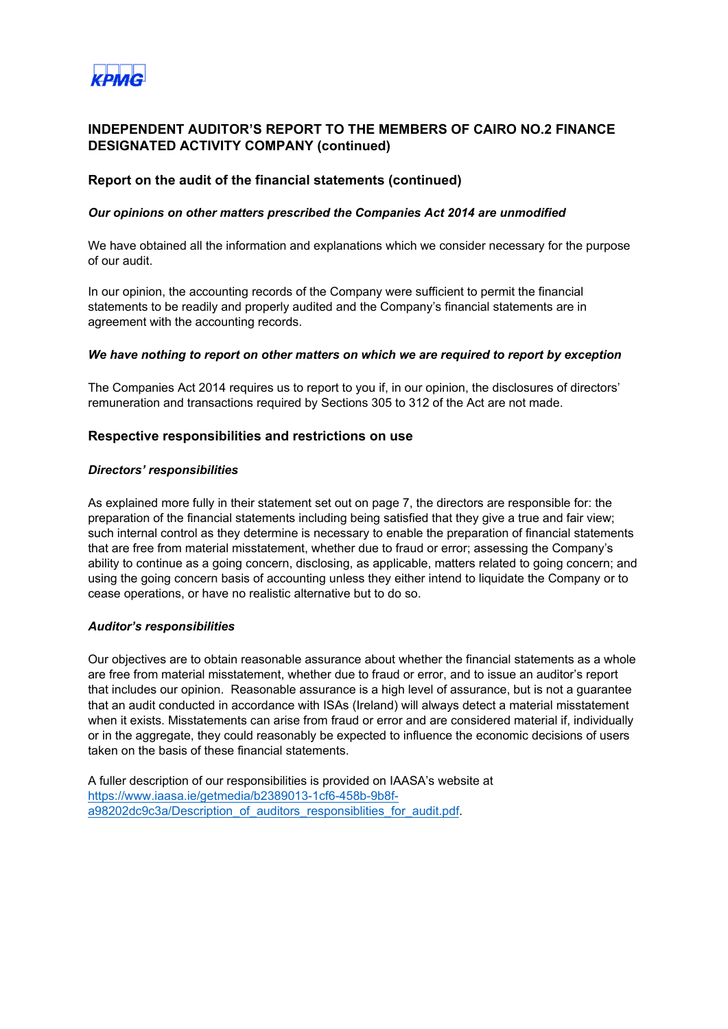## INDEPENDENT AUDITOR'S REPORT TO THE MEMBERS OF CAIRO NO.2 FINANCE DESIGNATED ACTIVITY COMPANY (continued)

### Report on the audit of the financial statements (continued)

***Our opinions on other matters prescribed the Companies Act 2014 are unmodified***

We have obtained all the information and explanations which we consider necessary for the purpose of our audit.

In our opinion, the accounting records of the Company were sufficient to permit the financial statements to be readily and properly audited and the Company's financial statements are in agreement with the accounting records.

***We have nothing to report on other matters on which we are required to report by exception***

The Companies Act 2014 requires us to report to you if, in our opinion, the disclosures of directors' remuneration and transactions required by Sections 305 to 312 of the Act are not made.

### Respective responsibilities and restrictions on use

***Directors' responsibilities***

As explained more fully in their statement set out on page 7, the directors are responsible for: the preparation of the financial statements including being satisfied that they give a true and fair view; such internal control as they determine is necessary to enable the preparation of financial statements that are free from material misstatement, whether due to fraud or error; assessing the Company's ability to continue as a going concern, disclosing, as applicable, matters related to going concern; and using the going concern basis of accounting unless they either intend to liquidate the Company or to cease operations, or have no realistic alternative but to do so.

***Auditor's responsibilities***

Our objectives are to obtain reasonable assurance about whether the financial statements as a whole are free from material misstatement, whether due to fraud or error, and to issue an auditor's report that includes our opinion. Reasonable assurance is a high level of assurance, but is not a guarantee that an audit conducted in accordance with ISAs (Ireland) will always detect a material misstatement when it exists. Misstatements can arise from fraud or error and are considered material if, individually or in the aggregate, they could reasonably be expected to influence the economic decisions of users taken on the basis of these financial statements.

A fuller description of our responsibilities is provided on IAASA's website at https://www.iaasa.ie/getmedia/b2389013-1cf6-458b-9b8f-a98202dc9c3a/Description_of_auditors_responsiblities_for_audit.pdf.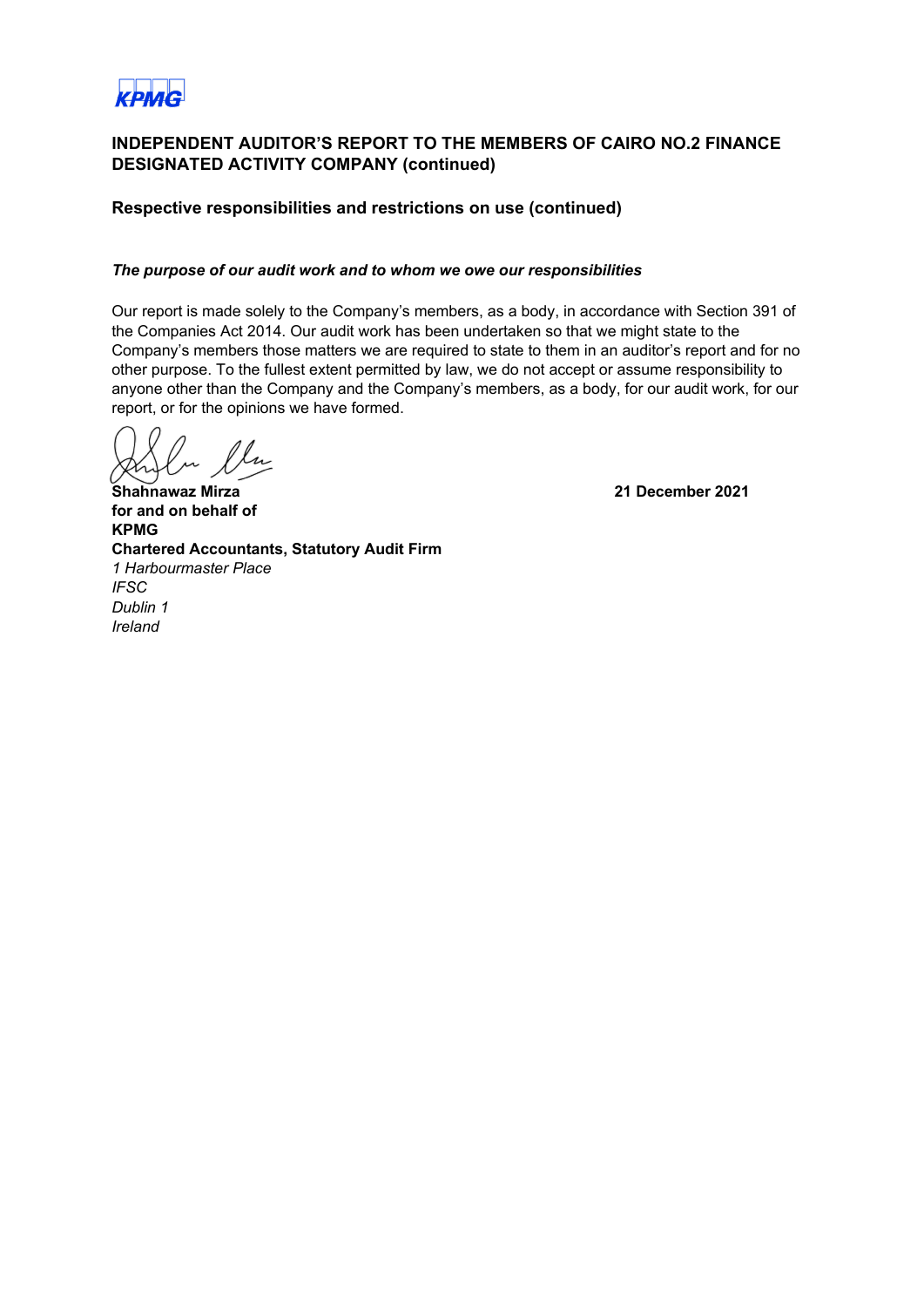## INDEPENDENT AUDITOR'S REPORT TO THE MEMBERS OF CAIRO NO.2 FINANCE DESIGNATED ACTIVITY COMPANY (continued)

### Respective responsibilities and restrictions on use (continued)

***The purpose of our audit work and to whom we owe our responsibilities***

Our report is made solely to the Company's members, as a body, in accordance with Section 391 of the Companies Act 2014. Our audit work has been undertaken so that we might state to the Company's members those matters we are required to state to them in an auditor's report and for no other purpose. To the fullest extent permitted by law, we do not accept or assume responsibility to anyone other than the Company and the Company's members, as a body, for our audit work, for our report, or for the opinions we have formed.

**Shahnawaz Mirza** **21 December 2021**
**for and on behalf of**
**KPMG**
**Chartered Accountants, Statutory Audit Firm**
*1 Harbourmaster Place*
*IFSC*
*Dublin 1*
*Ireland*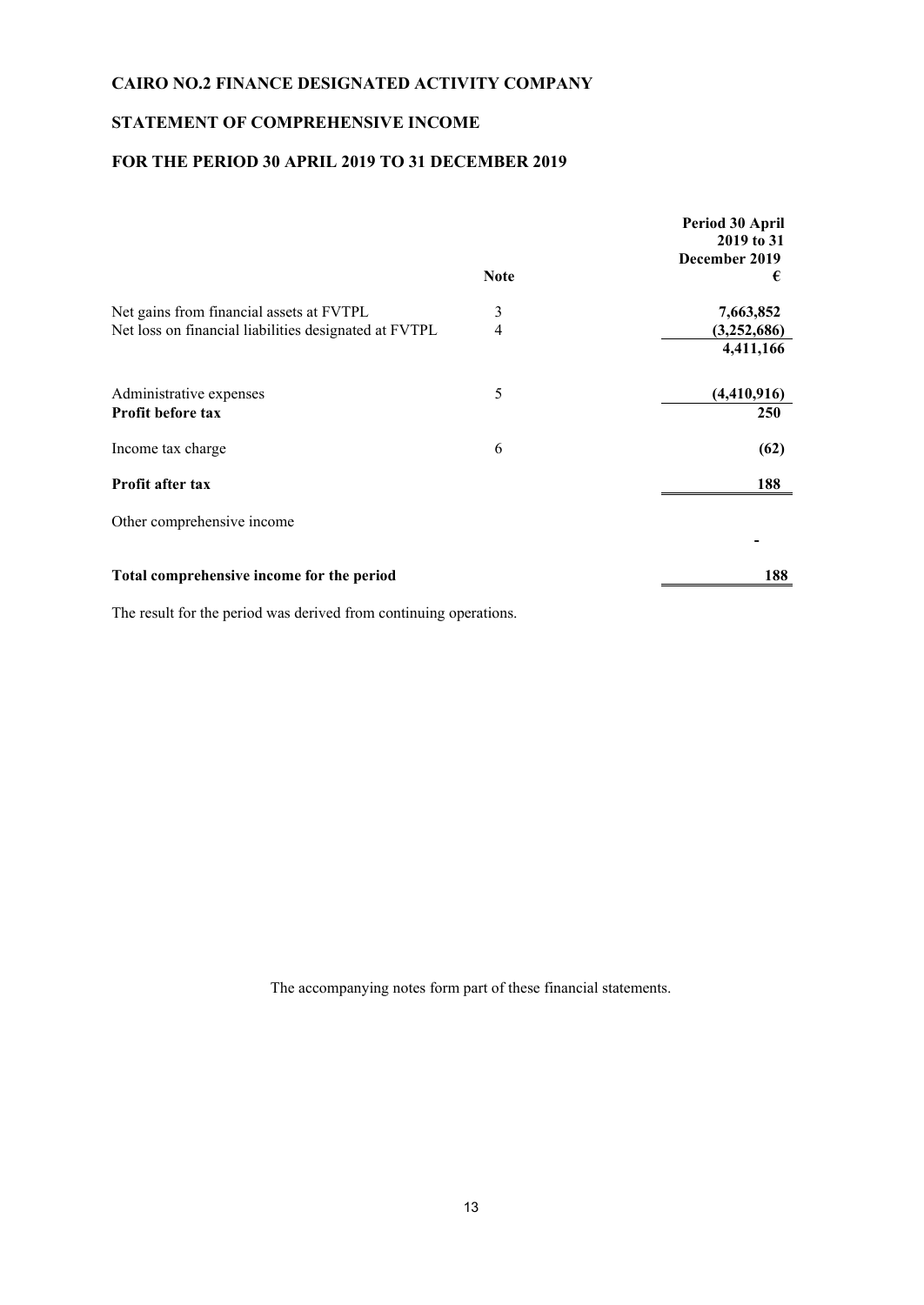# CAIRO NO.2 FINANCE DESIGNATED ACTIVITY COMPANY

## STATEMENT OF COMPREHENSIVE INCOME

## FOR THE PERIOD 30 APRIL 2019 TO 31 DECEMBER 2019

| | Note | Period 30 April 2019 to 31 December 2019 € |
|---|---|---|
| Net gains from financial assets at FVTPL | 3 | **7,663,852** |
| Net loss on financial liabilities designated at FVTPL | 4 | **(3,252,686)** |
| | | **4,411,166** |
| Administrative expenses | 5 | **(4,410,916)** |
| **Profit before tax** | | **250** |
| Income tax charge | 6 | **(62)** |
| **Profit after tax** | | **188** |
| Other comprehensive income | | **-** |
| **Total comprehensive income for the period** | | **188** |

The result for the period was derived from continuing operations.

The accompanying notes form part of these financial statements.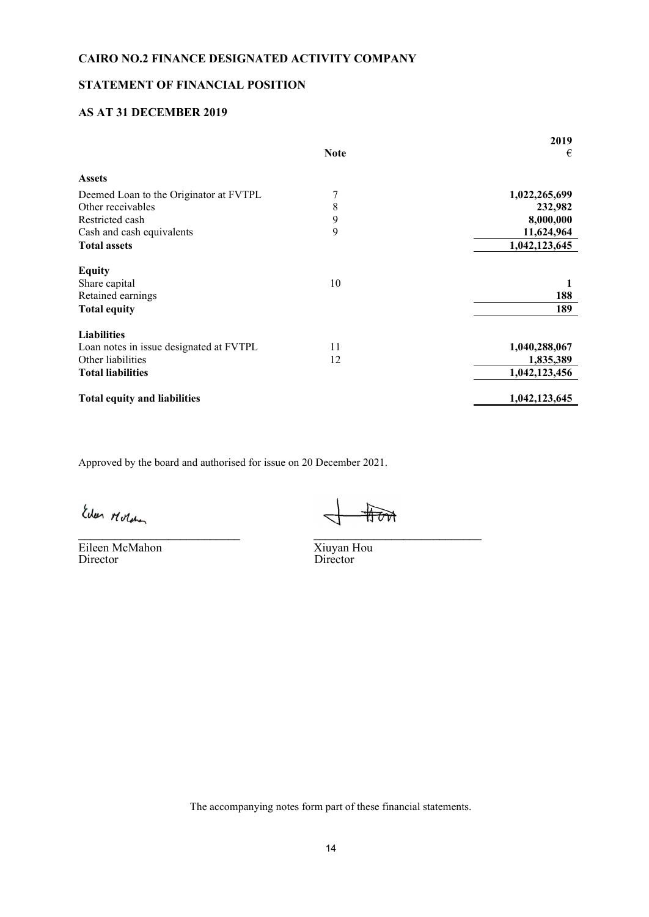**CAIRO NO.2 FINANCE DESIGNATED ACTIVITY COMPANY**

**STATEMENT OF FINANCIAL POSITION**

**AS AT 31 DECEMBER 2019**

| | Note | 2019 € |
|---|---|---|
| **Assets** | | |
| Deemed Loan to the Originator at FVTPL | 7 | **1,022,265,699** |
| Other receivables | 8 | **232,982** |
| Restricted cash | 9 | **8,000,000** |
| Cash and cash equivalents | 9 | **11,624,964** |
| **Total assets** | | **1,042,123,645** |
| | | |
| **Equity** | | |
| Share capital | 10 | **1** |
| Retained earnings | | **188** |
| **Total equity** | | **189** |
| | | |
| **Liabilities** | | |
| Loan notes in issue designated at FVTPL | 11 | **1,040,288,067** |
| Other liabilities | 12 | **1,835,389** |
| **Total liabilities** | | **1,042,123,456** |
| | | |
| **Total equity and liabilities** | | **1,042,123,645** |

Approved by the board and authorised for issue on 20 December 2021.

| | |
|---|---|
| Eileen McMahon | Xiuyan Hou |
| Director | Director |

The accompanying notes form part of these financial statements.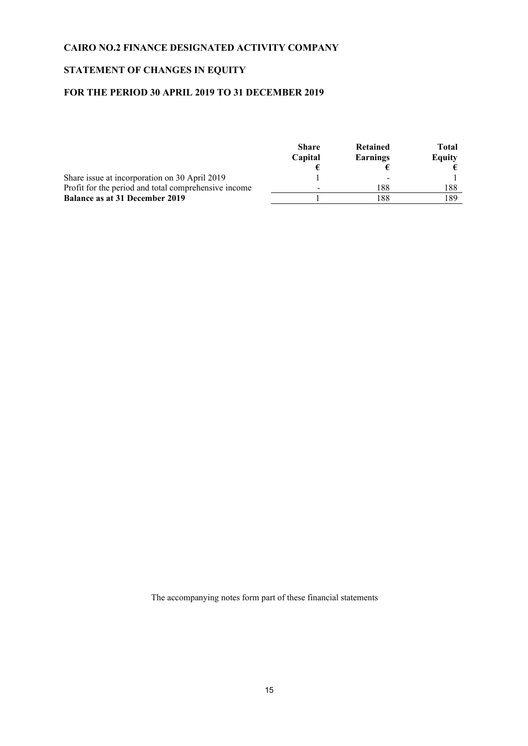**CAIRO NO.2 FINANCE DESIGNATED ACTIVITY COMPANY**

**STATEMENT OF CHANGES IN EQUITY**

**FOR THE PERIOD 30 APRIL 2019 TO 31 DECEMBER 2019**

| | **Share Capital** | **Retained Earnings** | **Total Equity** |
|---|---|---|---|
| | **€** | **€** | **€** |
| Share issue at incorporation on 30 April 2019 | 1 | - | 1 |
| Profit for the period and total comprehensive income | - | 188 | 188 |
| **Balance as at 31 December 2019** | 1 | 188 | 189 |

The accompanying notes form part of these financial statements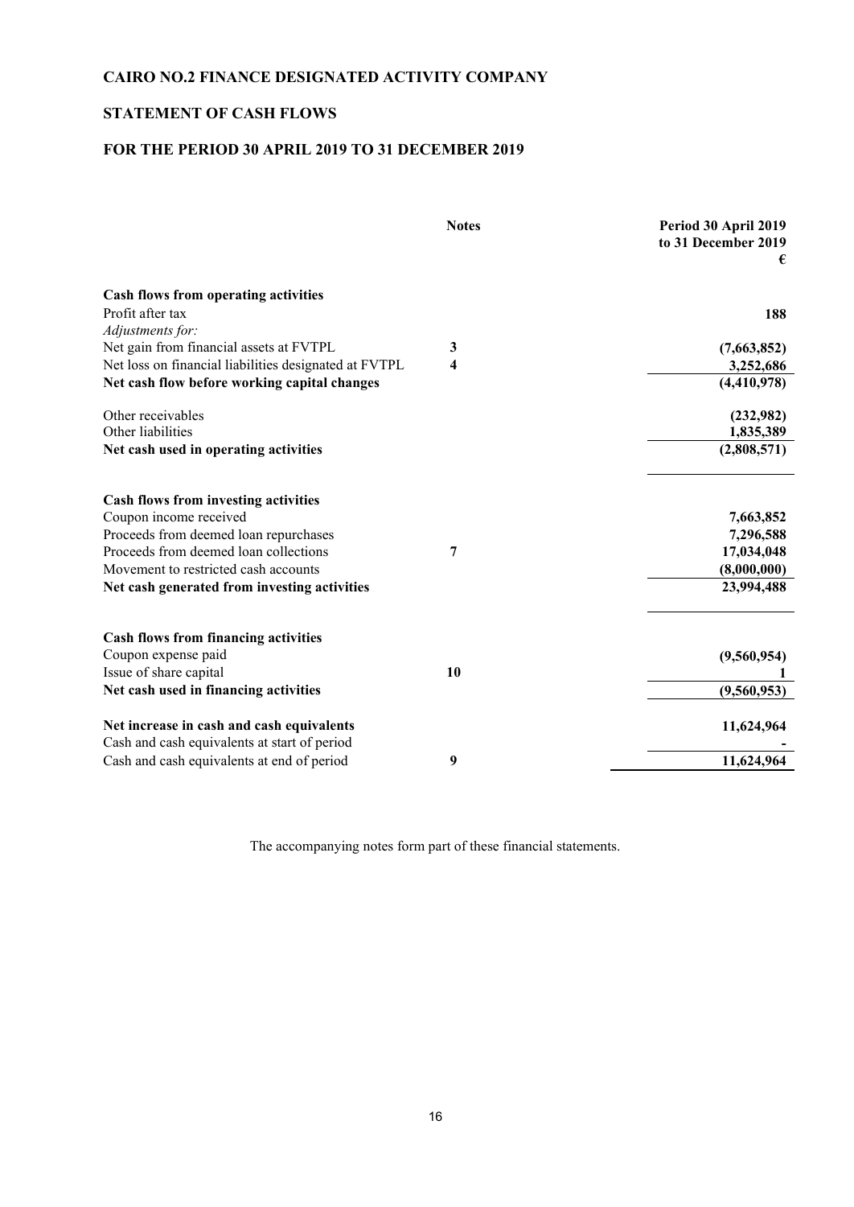# CAIRO NO.2 FINANCE DESIGNATED ACTIVITY COMPANY

## STATEMENT OF CASH FLOWS

## FOR THE PERIOD 30 APRIL 2019 TO 31 DECEMBER 2019

| | Notes | Period 30 April 2019 to 31 December 2019 € |
|---|---|---|
| **Cash flows from operating activities** | | |
| Profit after tax | | **188** |
| *Adjustments for:* | | |
| Net gain from financial assets at FVTPL | **3** | **(7,663,852)** |
| Net loss on financial liabilities designated at FVTPL | **4** | **3,252,686** |
| **Net cash flow before working capital changes** | | **(4,410,978)** |
| Other receivables | | **(232,982)** |
| Other liabilities | | **1,835,389** |
| **Net cash used in operating activities** | | **(2,808,571)** |
| **Cash flows from investing activities** | | |
| Coupon income received | | **7,663,852** |
| Proceeds from deemed loan repurchases | | **7,296,588** |
| Proceeds from deemed loan collections | **7** | **17,034,048** |
| Movement to restricted cash accounts | | **(8,000,000)** |
| **Net cash generated from investing activities** | | **23,994,488** |
| **Cash flows from financing activities** | | |
| Coupon expense paid | | **(9,560,954)** |
| Issue of share capital | **10** | **1** |
| **Net cash used in financing activities** | | **(9,560,953)** |
| **Net increase in cash and cash equivalents** | | **11,624,964** |
| Cash and cash equivalents at start of period | | **-** |
| Cash and cash equivalents at end of period | **9** | **11,624,964** |

The accompanying notes form part of these financial statements.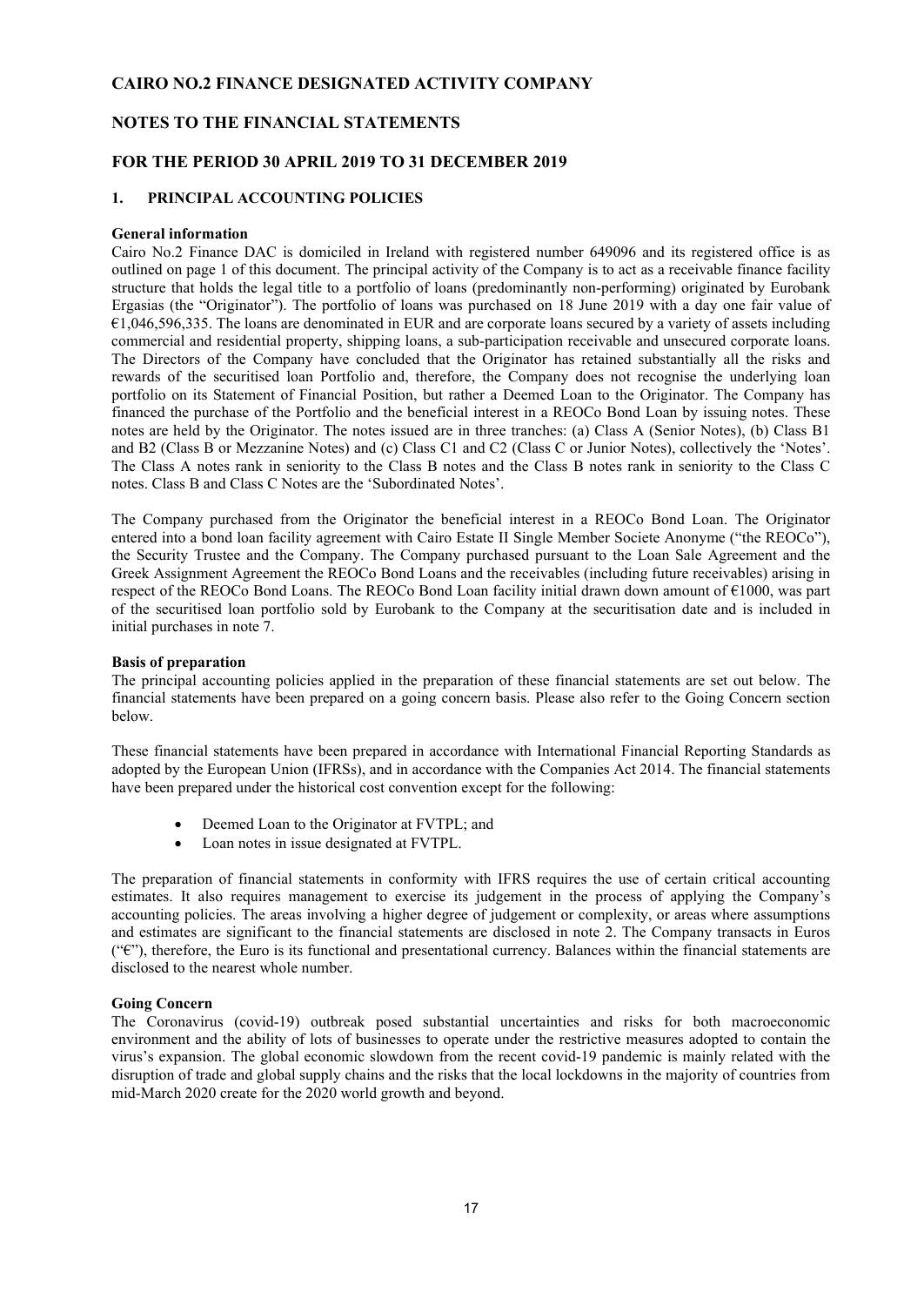# CAIRO NO.2 FINANCE DESIGNATED ACTIVITY COMPANY

## NOTES TO THE FINANCIAL STATEMENTS

## FOR THE PERIOD 30 APRIL 2019 TO 31 DECEMBER 2019

### 1. PRINCIPAL ACCOUNTING POLICIES

**General information**

Cairo No.2 Finance DAC is domiciled in Ireland with registered number 649096 and its registered office is as outlined on page 1 of this document. The principal activity of the Company is to act as a receivable finance facility structure that holds the legal title to a portfolio of loans (predominantly non-performing) originated by Eurobank Ergasias (the "Originator"). The portfolio of loans was purchased on 18 June 2019 with a day one fair value of €1,046,596,335. The loans are denominated in EUR and are corporate loans secured by a variety of assets including commercial and residential property, shipping loans, a sub-participation receivable and unsecured corporate loans. The Directors of the Company have concluded that the Originator has retained substantially all the risks and rewards of the securitised loan Portfolio and, therefore, the Company does not recognise the underlying loan portfolio on its Statement of Financial Position, but rather a Deemed Loan to the Originator. The Company has financed the purchase of the Portfolio and the beneficial interest in a REOCo Bond Loan by issuing notes. These notes are held by the Originator. The notes issued are in three tranches: (a) Class A (Senior Notes), (b) Class B1 and B2 (Class B or Mezzanine Notes) and (c) Class C1 and C2 (Class C or Junior Notes), collectively the 'Notes'. The Class A notes rank in seniority to the Class B notes and the Class B notes rank in seniority to the Class C notes. Class B and Class C Notes are the 'Subordinated Notes'.

The Company purchased from the Originator the beneficial interest in a REOCo Bond Loan. The Originator entered into a bond loan facility agreement with Cairo Estate II Single Member Societe Anonyme ("the REOCo"), the Security Trustee and the Company. The Company purchased pursuant to the Loan Sale Agreement and the Greek Assignment Agreement the REOCo Bond Loans and the receivables (including future receivables) arising in respect of the REOCo Bond Loans. The REOCo Bond Loan facility initial drawn down amount of €1000, was part of the securitised loan portfolio sold by Eurobank to the Company at the securitisation date and is included in initial purchases in note 7.

**Basis of preparation**

The principal accounting policies applied in the preparation of these financial statements are set out below. The financial statements have been prepared on a going concern basis. Please also refer to the Going Concern section below.

These financial statements have been prepared in accordance with International Financial Reporting Standards as adopted by the European Union (IFRSs), and in accordance with the Companies Act 2014. The financial statements have been prepared under the historical cost convention except for the following:

- Deemed Loan to the Originator at FVTPL; and
- Loan notes in issue designated at FVTPL.

The preparation of financial statements in conformity with IFRS requires the use of certain critical accounting estimates. It also requires management to exercise its judgement in the process of applying the Company's accounting policies. The areas involving a higher degree of judgement or complexity, or areas where assumptions and estimates are significant to the financial statements are disclosed in note 2. The Company transacts in Euros ("€"), therefore, the Euro is its functional and presentational currency. Balances within the financial statements are disclosed to the nearest whole number.

**Going Concern**

The Coronavirus (covid-19) outbreak posed substantial uncertainties and risks for both macroeconomic environment and the ability of lots of businesses to operate under the restrictive measures adopted to contain the virus's expansion. The global economic slowdown from the recent covid-19 pandemic is mainly related with the disruption of trade and global supply chains and the risks that the local lockdowns in the majority of countries from mid-March 2020 create for the 2020 world growth and beyond.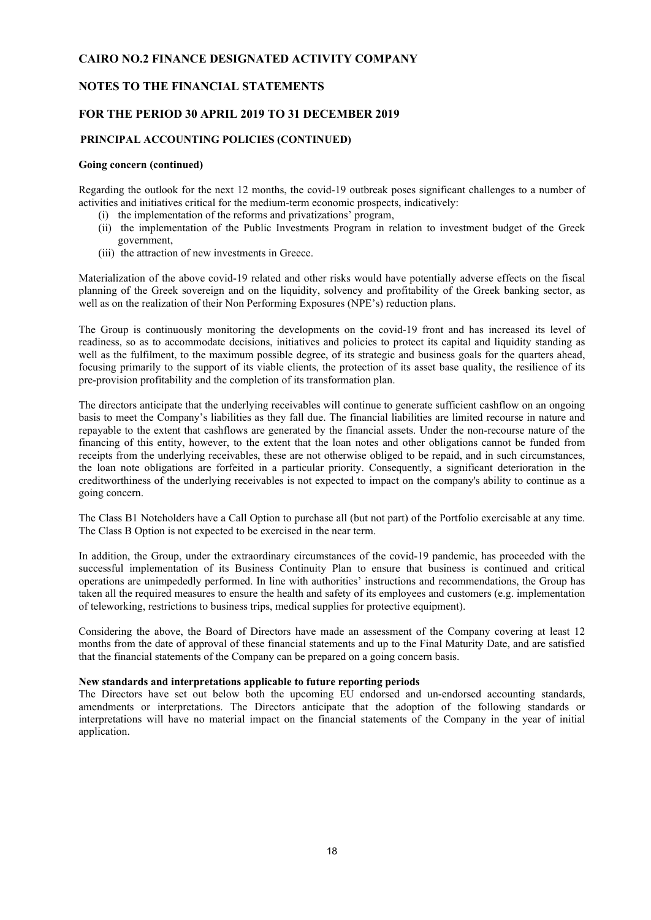## PRINCIPAL ACCOUNTING POLICIES (CONTINUED)

**Going concern (continued)**

Regarding the outlook for the next 12 months, the covid-19 outbreak poses significant challenges to a number of activities and initiatives critical for the medium-term economic prospects, indicatively:

(i) the implementation of the reforms and privatizations' program,
(ii) the implementation of the Public Investments Program in relation to investment budget of the Greek government,
(iii) the attraction of new investments in Greece.

Materialization of the above covid-19 related and other risks would have potentially adverse effects on the fiscal planning of the Greek sovereign and on the liquidity, solvency and profitability of the Greek banking sector, as well as on the realization of their Non Performing Exposures (NPE's) reduction plans.

The Group is continuously monitoring the developments on the covid-19 front and has increased its level of readiness, so as to accommodate decisions, initiatives and policies to protect its capital and liquidity standing as well as the fulfilment, to the maximum possible degree, of its strategic and business goals for the quarters ahead, focusing primarily to the support of its viable clients, the protection of its asset base quality, the resilience of its pre-provision profitability and the completion of its transformation plan.

The directors anticipate that the underlying receivables will continue to generate sufficient cashflow on an ongoing basis to meet the Company's liabilities as they fall due. The financial liabilities are limited recourse in nature and repayable to the extent that cashflows are generated by the financial assets. Under the non-recourse nature of the financing of this entity, however, to the extent that the loan notes and other obligations cannot be funded from receipts from the underlying receivables, these are not otherwise obliged to be repaid, and in such circumstances, the loan note obligations are forfeited in a particular priority. Consequently, a significant deterioration in the creditworthiness of the underlying receivables is not expected to impact on the company's ability to continue as a going concern.

The Class B1 Noteholders have a Call Option to purchase all (but not part) of the Portfolio exercisable at any time. The Class B Option is not expected to be exercised in the near term.

In addition, the Group, under the extraordinary circumstances of the covid-19 pandemic, has proceeded with the successful implementation of its Business Continuity Plan to ensure that business is continued and critical operations are unimpededly performed. In line with authorities' instructions and recommendations, the Group has taken all the required measures to ensure the health and safety of its employees and customers (e.g. implementation of teleworking, restrictions to business trips, medical supplies for protective equipment).

Considering the above, the Board of Directors have made an assessment of the Company covering at least 12 months from the date of approval of these financial statements and up to the Final Maturity Date, and are satisfied that the financial statements of the Company can be prepared on a going concern basis.

**New standards and interpretations applicable to future reporting periods**

The Directors have set out below both the upcoming EU endorsed and un-endorsed accounting standards, amendments or interpretations. The Directors anticipate that the adoption of the following standards or interpretations will have no material impact on the financial statements of the Company in the year of initial application.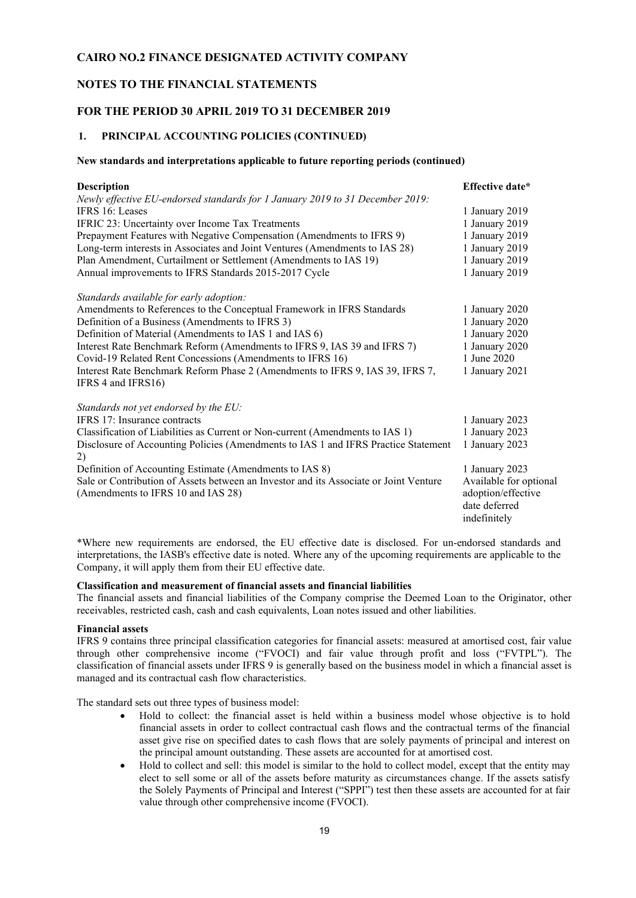**CAIRO NO.2 FINANCE DESIGNATED ACTIVITY COMPANY**

**NOTES TO THE FINANCIAL STATEMENTS**

**FOR THE PERIOD 30 APRIL 2019 TO 31 DECEMBER 2019**

**1. PRINCIPAL ACCOUNTING POLICIES (CONTINUED)**

**New standards and interpretations applicable to future reporting periods (continued)**

| **Description** | **Effective date*** |
|---|---|
| *Newly effective EU-endorsed standards for 1 January 2019 to 31 December 2019:* | |
| IFRS 16: Leases | 1 January 2019 |
| IFRIC 23: Uncertainty over Income Tax Treatments | 1 January 2019 |
| Prepayment Features with Negative Compensation (Amendments to IFRS 9) | 1 January 2019 |
| Long-term interests in Associates and Joint Ventures (Amendments to IAS 28) | 1 January 2019 |
| Plan Amendment, Curtailment or Settlement (Amendments to IAS 19) | 1 January 2019 |
| Annual improvements to IFRS Standards 2015-2017 Cycle | 1 January 2019 |
| *Standards available for early adoption:* | |
| Amendments to References to the Conceptual Framework in IFRS Standards | 1 January 2020 |
| Definition of a Business (Amendments to IFRS 3) | 1 January 2020 |
| Definition of Material (Amendments to IAS 1 and IAS 6) | 1 January 2020 |
| Interest Rate Benchmark Reform (Amendments to IFRS 9, IAS 39 and IFRS 7) | 1 January 2020 |
| Covid-19 Related Rent Concessions (Amendments to IFRS 16) | 1 June 2020 |
| Interest Rate Benchmark Reform Phase 2 (Amendments to IFRS 9, IAS 39, IFRS 7, IFRS 4 and IFRS16) | 1 January 2021 |
| *Standards not yet endorsed by the EU:* | |
| IFRS 17: Insurance contracts | 1 January 2023 |
| Classification of Liabilities as Current or Non-current (Amendments to IAS 1) | 1 January 2023 |
| Disclosure of Accounting Policies (Amendments to IAS 1 and IFRS Practice Statement 2) | 1 January 2023 |
| Definition of Accounting Estimate (Amendments to IAS 8) | 1 January 2023 |
| Sale or Contribution of Assets between an Investor and its Associate or Joint Venture (Amendments to IFRS 10 and IAS 28) | Available for optional adoption/effective date deferred indefinitely |

*Where new requirements are endorsed, the EU effective date is disclosed. For un-endorsed standards and interpretations, the IASB's effective date is noted. Where any of the upcoming requirements are applicable to the Company, it will apply them from their EU effective date.

**Classification and measurement of financial assets and financial liabilities**

The financial assets and financial liabilities of the Company comprise the Deemed Loan to the Originator, other receivables, restricted cash, cash and cash equivalents, Loan notes issued and other liabilities.

**Financial assets**

IFRS 9 contains three principal classification categories for financial assets: measured at amortised cost, fair value through other comprehensive income ("FVOCI) and fair value through profit and loss ("FVTPL"). The classification of financial assets under IFRS 9 is generally based on the business model in which a financial asset is managed and its contractual cash flow characteristics.

The standard sets out three types of business model:

- Hold to collect: the financial asset is held within a business model whose objective is to hold financial assets in order to collect contractual cash flows and the contractual terms of the financial asset give rise on specified dates to cash flows that are solely payments of principal and interest on the principal amount outstanding. These assets are accounted for at amortised cost.
- Hold to collect and sell: this model is similar to the hold to collect model, except that the entity may elect to sell some or all of the assets before maturity as circumstances change. If the assets satisfy the Solely Payments of Principal and Interest ("SPPI") test then these assets are accounted for at fair value through other comprehensive income (FVOCI).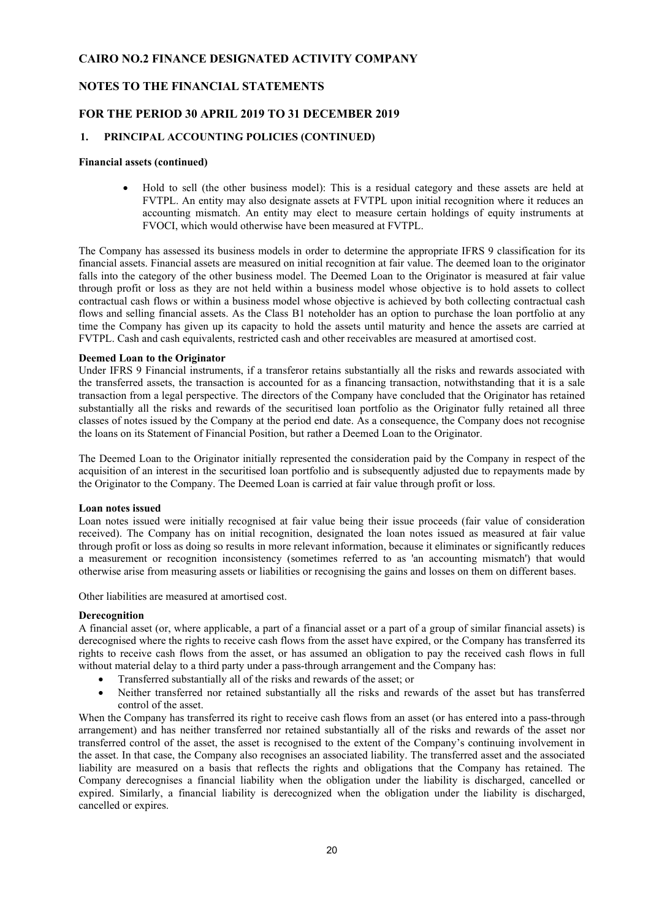# CAIRO NO.2 FINANCE DESIGNATED ACTIVITY COMPANY

## NOTES TO THE FINANCIAL STATEMENTS

## FOR THE PERIOD 30 APRIL 2019 TO 31 DECEMBER 2019

### 1. PRINCIPAL ACCOUNTING POLICIES (CONTINUED)

**Financial assets (continued)**

- Hold to sell (the other business model): This is a residual category and these assets are held at FVTPL. An entity may also designate assets at FVTPL upon initial recognition where it reduces an accounting mismatch. An entity may elect to measure certain holdings of equity instruments at FVOCI, which would otherwise have been measured at FVTPL.

The Company has assessed its business models in order to determine the appropriate IFRS 9 classification for its financial assets. Financial assets are measured on initial recognition at fair value. The deemed loan to the originator falls into the category of the other business model. The Deemed Loan to the Originator is measured at fair value through profit or loss as they are not held within a business model whose objective is to hold assets to collect contractual cash flows or within a business model whose objective is achieved by both collecting contractual cash flows and selling financial assets. As the Class B1 noteholder has an option to purchase the loan portfolio at any time the Company has given up its capacity to hold the assets until maturity and hence the assets are carried at FVTPL. Cash and cash equivalents, restricted cash and other receivables are measured at amortised cost.

**Deemed Loan to the Originator**

Under IFRS 9 Financial instruments, if a transferor retains substantially all the risks and rewards associated with the transferred assets, the transaction is accounted for as a financing transaction, notwithstanding that it is a sale transaction from a legal perspective. The directors of the Company have concluded that the Originator has retained substantially all the risks and rewards of the securitised loan portfolio as the Originator fully retained all three classes of notes issued by the Company at the period end date. As a consequence, the Company does not recognise the loans on its Statement of Financial Position, but rather a Deemed Loan to the Originator.

The Deemed Loan to the Originator initially represented the consideration paid by the Company in respect of the acquisition of an interest in the securitised loan portfolio and is subsequently adjusted due to repayments made by the Originator to the Company. The Deemed Loan is carried at fair value through profit or loss.

**Loan notes issued**

Loan notes issued were initially recognised at fair value being their issue proceeds (fair value of consideration received). The Company has on initial recognition, designated the loan notes issued as measured at fair value through profit or loss as doing so results in more relevant information, because it eliminates or significantly reduces a measurement or recognition inconsistency (sometimes referred to as 'an accounting mismatch') that would otherwise arise from measuring assets or liabilities or recognising the gains and losses on them on different bases.

Other liabilities are measured at amortised cost.

**Derecognition**

A financial asset (or, where applicable, a part of a financial asset or a part of a group of similar financial assets) is derecognised where the rights to receive cash flows from the asset have expired, or the Company has transferred its rights to receive cash flows from the asset, or has assumed an obligation to pay the received cash flows in full without material delay to a third party under a pass-through arrangement and the Company has:

- Transferred substantially all of the risks and rewards of the asset; or
- Neither transferred nor retained substantially all the risks and rewards of the asset but has transferred control of the asset.

When the Company has transferred its right to receive cash flows from an asset (or has entered into a pass-through arrangement) and has neither transferred nor retained substantially all of the risks and rewards of the asset nor transferred control of the asset, the asset is recognised to the extent of the Company's continuing involvement in the asset. In that case, the Company also recognises an associated liability. The transferred asset and the associated liability are measured on a basis that reflects the rights and obligations that the Company has retained. The Company derecognises a financial liability when the obligation under the liability is discharged, cancelled or expired. Similarly, a financial liability is derecognized when the obligation under the liability is discharged, cancelled or expires.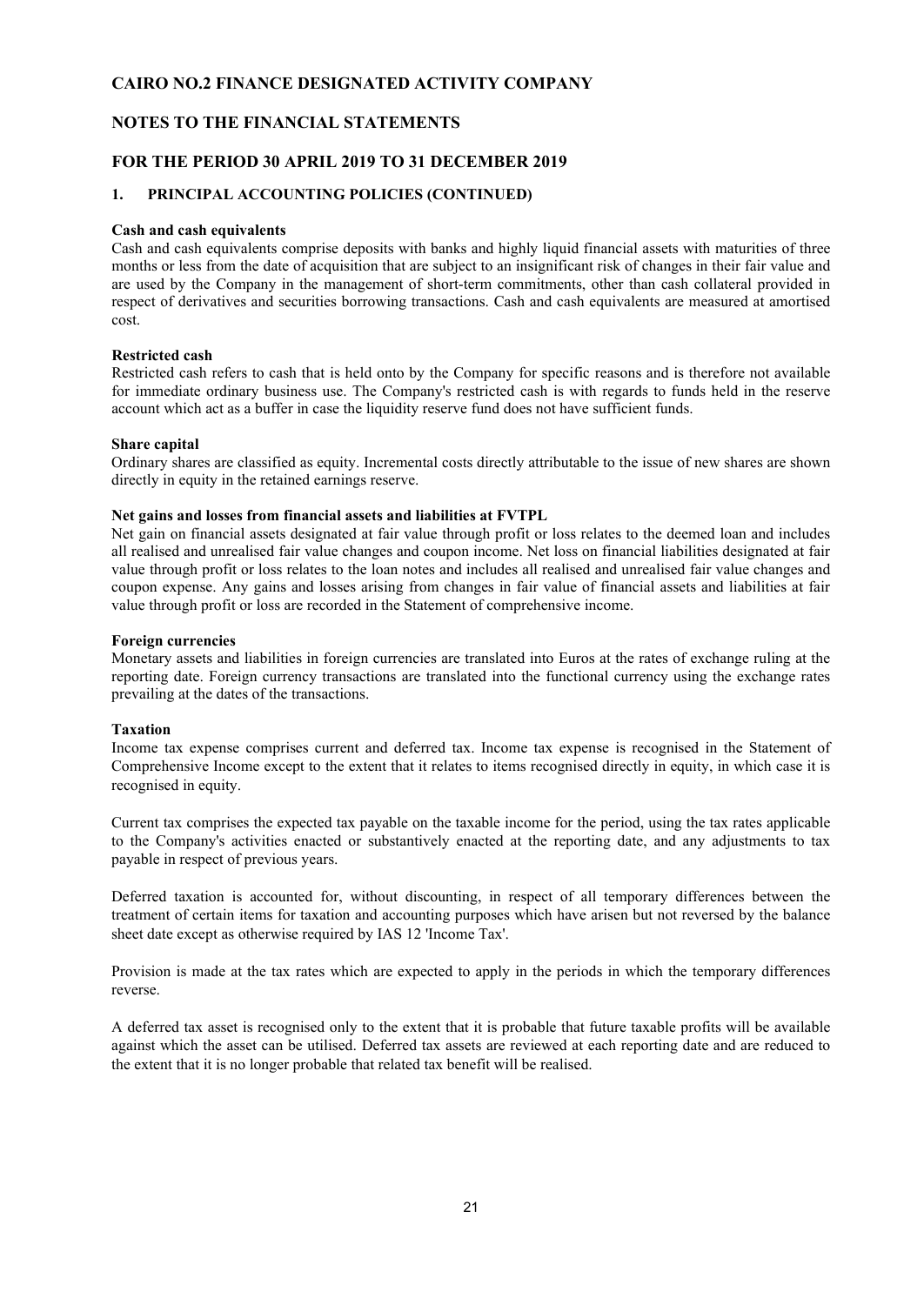# CAIRO NO.2 FINANCE DESIGNATED ACTIVITY COMPANY

## NOTES TO THE FINANCIAL STATEMENTS

## FOR THE PERIOD 30 APRIL 2019 TO 31 DECEMBER 2019

### 1. PRINCIPAL ACCOUNTING POLICIES (CONTINUED)

**Cash and cash equivalents**
Cash and cash equivalents comprise deposits with banks and highly liquid financial assets with maturities of three months or less from the date of acquisition that are subject to an insignificant risk of changes in their fair value and are used by the Company in the management of short-term commitments, other than cash collateral provided in respect of derivatives and securities borrowing transactions. Cash and cash equivalents are measured at amortised cost.

**Restricted cash**
Restricted cash refers to cash that is held onto by the Company for specific reasons and is therefore not available for immediate ordinary business use. The Company's restricted cash is with regards to funds held in the reserve account which act as a buffer in case the liquidity reserve fund does not have sufficient funds.

**Share capital**
Ordinary shares are classified as equity. Incremental costs directly attributable to the issue of new shares are shown directly in equity in the retained earnings reserve.

**Net gains and losses from financial assets and liabilities at FVTPL**
Net gain on financial assets designated at fair value through profit or loss relates to the deemed loan and includes all realised and unrealised fair value changes and coupon income. Net loss on financial liabilities designated at fair value through profit or loss relates to the loan notes and includes all realised and unrealised fair value changes and coupon expense. Any gains and losses arising from changes in fair value of financial assets and liabilities at fair value through profit or loss are recorded in the Statement of comprehensive income.

**Foreign currencies**
Monetary assets and liabilities in foreign currencies are translated into Euros at the rates of exchange ruling at the reporting date. Foreign currency transactions are translated into the functional currency using the exchange rates prevailing at the dates of the transactions.

**Taxation**
Income tax expense comprises current and deferred tax. Income tax expense is recognised in the Statement of Comprehensive Income except to the extent that it relates to items recognised directly in equity, in which case it is recognised in equity.

Current tax comprises the expected tax payable on the taxable income for the period, using the tax rates applicable to the Company's activities enacted or substantively enacted at the reporting date, and any adjustments to tax payable in respect of previous years.

Deferred taxation is accounted for, without discounting, in respect of all temporary differences between the treatment of certain items for taxation and accounting purposes which have arisen but not reversed by the balance sheet date except as otherwise required by IAS 12 'Income Tax'.

Provision is made at the tax rates which are expected to apply in the periods in which the temporary differences reverse.

A deferred tax asset is recognised only to the extent that it is probable that future taxable profits will be available against which the asset can be utilised. Deferred tax assets are reviewed at each reporting date and are reduced to the extent that it is no longer probable that related tax benefit will be realised.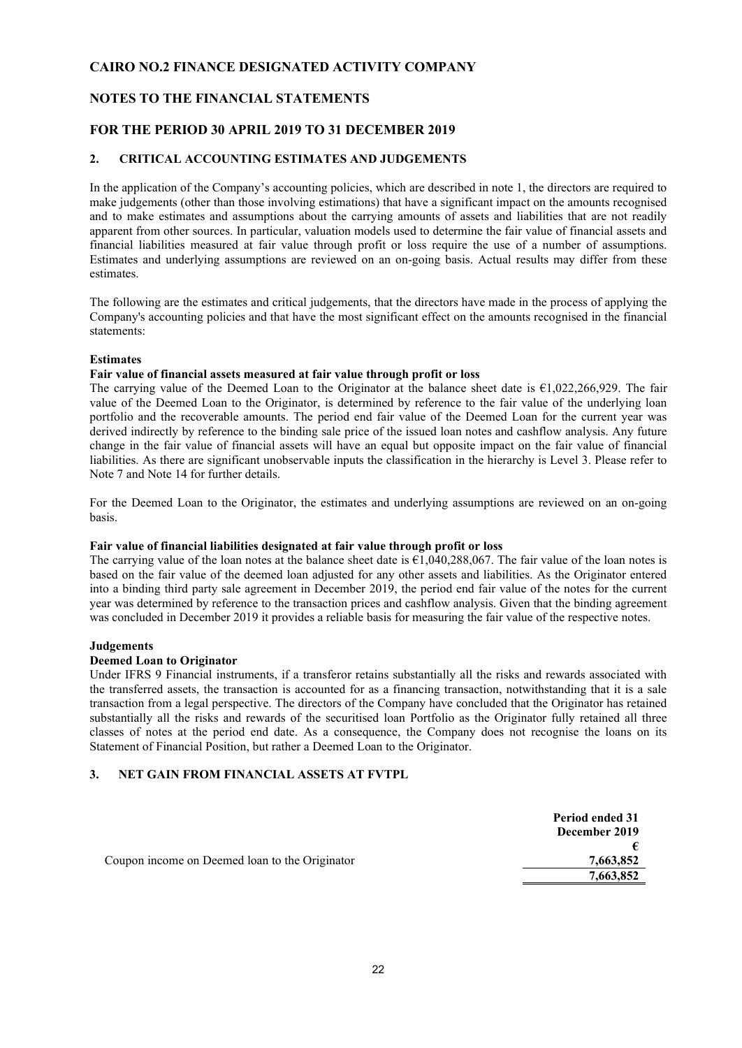# CAIRO NO.2 FINANCE DESIGNATED ACTIVITY COMPANY

## NOTES TO THE FINANCIAL STATEMENTS

## FOR THE PERIOD 30 APRIL 2019 TO 31 DECEMBER 2019

### 2. CRITICAL ACCOUNTING ESTIMATES AND JUDGEMENTS

In the application of the Company's accounting policies, which are described in note 1, the directors are required to make judgements (other than those involving estimations) that have a significant impact on the amounts recognised and to make estimates and assumptions about the carrying amounts of assets and liabilities that are not readily apparent from other sources. In particular, valuation models used to determine the fair value of financial assets and financial liabilities measured at fair value through profit or loss require the use of a number of assumptions. Estimates and underlying assumptions are reviewed on an on-going basis. Actual results may differ from these estimates.

The following are the estimates and critical judgements, that the directors have made in the process of applying the Company's accounting policies and that have the most significant effect on the amounts recognised in the financial statements:

**Estimates**

**Fair value of financial assets measured at fair value through profit or loss**

The carrying value of the Deemed Loan to the Originator at the balance sheet date is €1,022,266,929. The fair value of the Deemed Loan to the Originator, is determined by reference to the fair value of the underlying loan portfolio and the recoverable amounts. The period end fair value of the Deemed Loan for the current year was derived indirectly by reference to the binding sale price of the issued loan notes and cashflow analysis. Any future change in the fair value of financial assets will have an equal but opposite impact on the fair value of financial liabilities. As there are significant unobservable inputs the classification in the hierarchy is Level 3. Please refer to Note 7 and Note 14 for further details.

For the Deemed Loan to the Originator, the estimates and underlying assumptions are reviewed on an on-going basis.

**Fair value of financial liabilities designated at fair value through profit or loss**

The carrying value of the loan notes at the balance sheet date is €1,040,288,067. The fair value of the loan notes is based on the fair value of the deemed loan adjusted for any other assets and liabilities. As the Originator entered into a binding third party sale agreement in December 2019, the period end fair value of the notes for the current year was determined by reference to the transaction prices and cashflow analysis. Given that the binding agreement was concluded in December 2019 it provides a reliable basis for measuring the fair value of the respective notes.

**Judgements**

**Deemed Loan to Originator**

Under IFRS 9 Financial instruments, if a transferor retains substantially all the risks and rewards associated with the transferred assets, the transaction is accounted for as a financing transaction, notwithstanding that it is a sale transaction from a legal perspective. The directors of the Company have concluded that the Originator has retained substantially all the risks and rewards of the securitised loan Portfolio as the Originator fully retained all three classes of notes at the period end date. As a consequence, the Company does not recognise the loans on its Statement of Financial Position, but rather a Deemed Loan to the Originator.

### 3. NET GAIN FROM FINANCIAL ASSETS AT FVTPL

| | Period ended 31 December 2019 |
|---|---|
| | € |
| Coupon income on Deemed loan to the Originator | 7,663,852 |
| | **7,663,852** |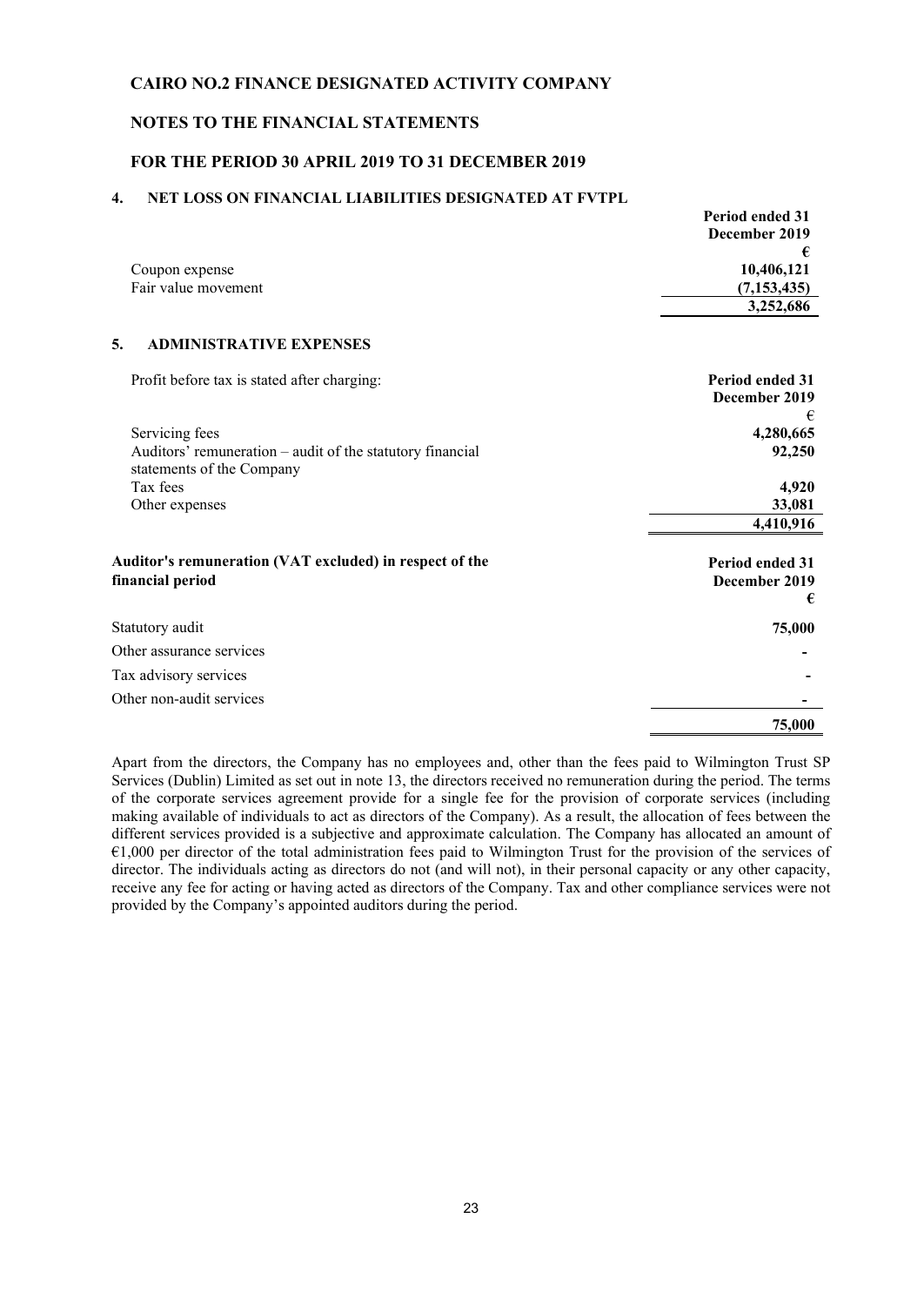# CAIRO NO.2 FINANCE DESIGNATED ACTIVITY COMPANY

## NOTES TO THE FINANCIAL STATEMENTS

## FOR THE PERIOD 30 APRIL 2019 TO 31 DECEMBER 2019

### 4. NET LOSS ON FINANCIAL LIABILITIES DESIGNATED AT FVTPL

| | Period ended 31 December 2019 € |
|---|---|
| Coupon expense | 10,406,121 |
| Fair value movement | (7,153,435) |
| | 3,252,686 |

### 5. ADMINISTRATIVE EXPENSES

| Profit before tax is stated after charging: | Period ended 31 December 2019 € |
|---|---|
| Servicing fees | 4,280,665 |
| Auditors' remuneration – audit of the statutory financial statements of the Company | 92,250 |
| Tax fees | 4,920 |
| Other expenses | 33,081 |
| | 4,410,916 |

| **Auditor's remuneration (VAT excluded) in respect of the financial period** | Period ended 31 December 2019 € |
|---|---|
| Statutory audit | 75,000 |
| Other assurance services | - |
| Tax advisory services | - |
| Other non-audit services | - |
| | 75,000 |

Apart from the directors, the Company has no employees and, other than the fees paid to Wilmington Trust SP Services (Dublin) Limited as set out in note 13, the directors received no remuneration during the period. The terms of the corporate services agreement provide for a single fee for the provision of corporate services (including making available of individuals to act as directors of the Company). As a result, the allocation of fees between the different services provided is a subjective and approximate calculation. The Company has allocated an amount of €1,000 per director of the total administration fees paid to Wilmington Trust for the provision of the services of director. The individuals acting as directors do not (and will not), in their personal capacity or any other capacity, receive any fee for acting or having acted as directors of the Company. Tax and other compliance services were not provided by the Company's appointed auditors during the period.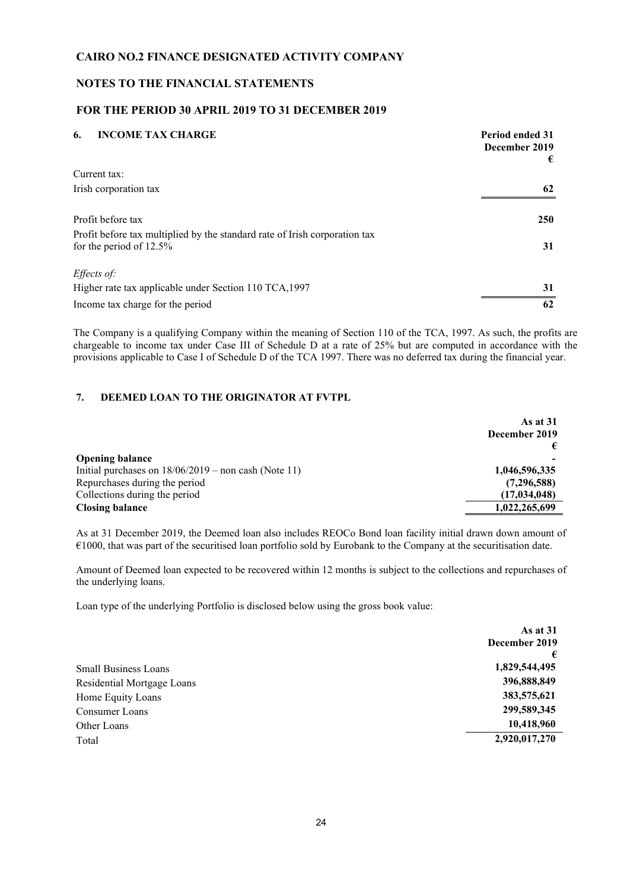**CAIRO NO.2 FINANCE DESIGNATED ACTIVITY COMPANY**

**NOTES TO THE FINANCIAL STATEMENTS**

**FOR THE PERIOD 30 APRIL 2019 TO 31 DECEMBER 2019**

## 6. INCOME TAX CHARGE

| | Period ended 31 December 2019 € |
|---|---|
| Current tax: | |
| Irish corporation tax | 62 |
| | |
| Profit before tax | 250 |
| Profit before tax multiplied by the standard rate of Irish corporation tax for the period of 12.5% | 31 |
| | |
| *Effects of:* | |
| Higher rate tax applicable under Section 110 TCA,1997 | 31 |
| Income tax charge for the period | 62 |

The Company is a qualifying Company within the meaning of Section 110 of the TCA, 1997. As such, the profits are chargeable to income tax under Case III of Schedule D at a rate of 25% but are computed in accordance with the provisions applicable to Case I of Schedule D of the TCA 1997. There was no deferred tax during the financial year.

## 7. DEEMED LOAN TO THE ORIGINATOR AT FVTPL

| | As at 31 December 2019 € |
|---|---|
| **Opening balance** | - |
| Initial purchases on 18/06/2019 – non cash (Note 11) | 1,046,596,335 |
| Repurchases during the period | (7,296,588) |
| Collections during the period | (17,034,048) |
| **Closing balance** | 1,022,265,699 |

As at 31 December 2019, the Deemed loan also includes REOCo Bond loan facility initial drawn down amount of €1000, that was part of the securitised loan portfolio sold by Eurobank to the Company at the securitisation date.

Amount of Deemed loan expected to be recovered within 12 months is subject to the collections and repurchases of the underlying loans.

Loan type of the underlying Portfolio is disclosed below using the gross book value:

| | As at 31 December 2019 € |
|---|---|
| Small Business Loans | 1,829,544,495 |
| Residential Mortgage Loans | 396,888,849 |
| Home Equity Loans | 383,575,621 |
| Consumer Loans | 299,589,345 |
| Other Loans | 10,418,960 |
| Total | 2,920,017,270 |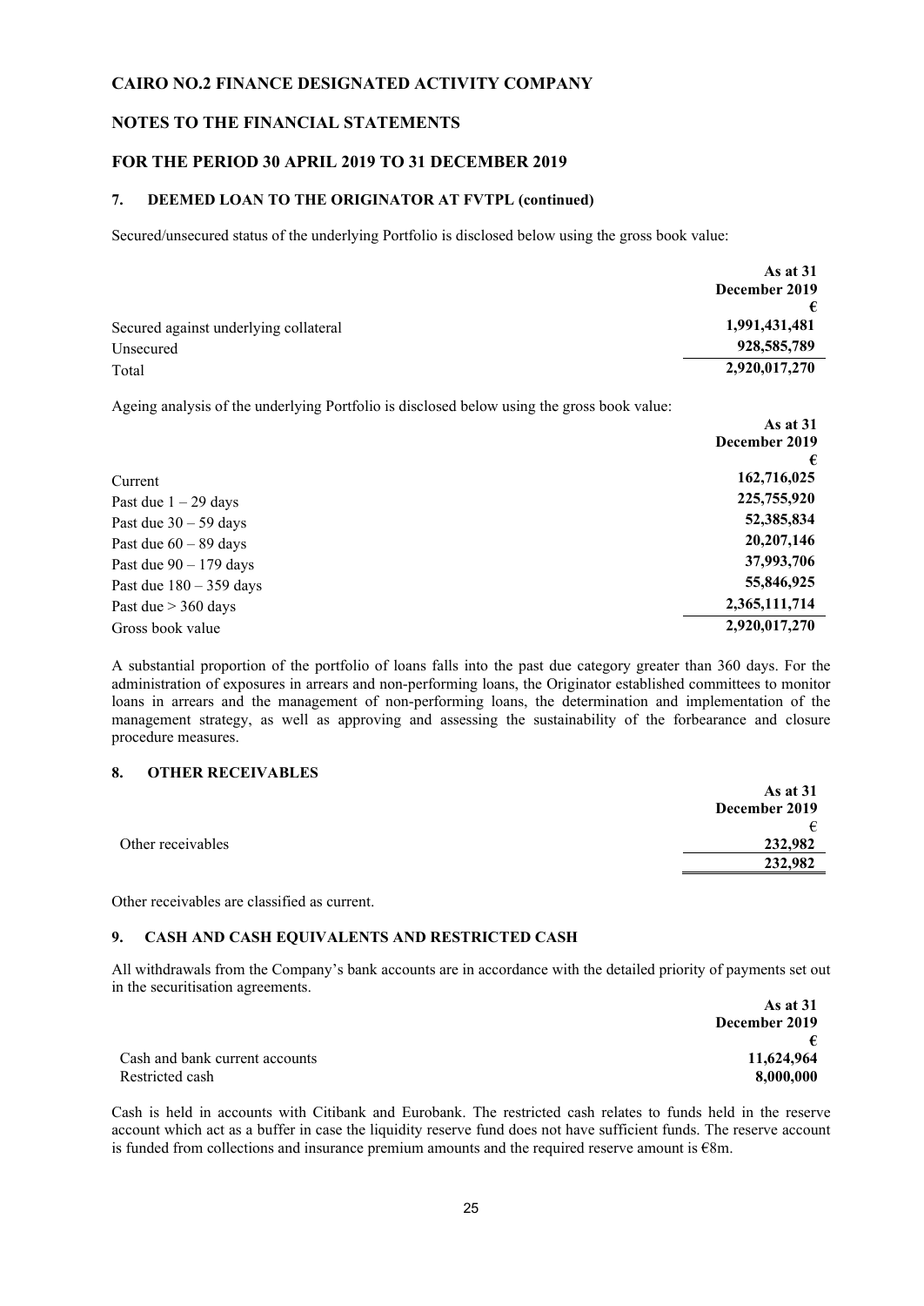## CAIRO NO.2 FINANCE DESIGNATED ACTIVITY COMPANY

## NOTES TO THE FINANCIAL STATEMENTS

## FOR THE PERIOD 30 APRIL 2019 TO 31 DECEMBER 2019

### 7. DEEMED LOAN TO THE ORIGINATOR AT FVTPL (continued)

Secured/unsecured status of the underlying Portfolio is disclosed below using the gross book value:

| | As at 31 December 2019 € |
|---|---|
| Secured against underlying collateral | 1,991,431,481 |
| Unsecured | 928,585,789 |
| Total | 2,920,017,270 |

Ageing analysis of the underlying Portfolio is disclosed below using the gross book value:

| | As at 31 December 2019 € |
|---|---|
| Current | 162,716,025 |
| Past due 1 – 29 days | 225,755,920 |
| Past due 30 – 59 days | 52,385,834 |
| Past due 60 – 89 days | 20,207,146 |
| Past due 90 – 179 days | 37,993,706 |
| Past due 180 – 359 days | 55,846,925 |
| Past due > 360 days | 2,365,111,714 |
| Gross book value | 2,920,017,270 |

A substantial proportion of the portfolio of loans falls into the past due category greater than 360 days. For the administration of exposures in arrears and non-performing loans, the Originator established committees to monitor loans in arrears and the management of non-performing loans, the determination and implementation of the management strategy, as well as approving and assessing the sustainability of the forbearance and closure procedure measures.

### 8. OTHER RECEIVABLES

| | As at 31 December 2019 € |
|---|---|
| Other receivables | 232,982 |
| | 232,982 |

Other receivables are classified as current.

### 9. CASH AND CASH EQUIVALENTS AND RESTRICTED CASH

All withdrawals from the Company's bank accounts are in accordance with the detailed priority of payments set out in the securitisation agreements.

| | As at 31 December 2019 € |
|---|---|
| Cash and bank current accounts | 11,624,964 |
| Restricted cash | 8,000,000 |

Cash is held in accounts with Citibank and Eurobank. The restricted cash relates to funds held in the reserve account which act as a buffer in case the liquidity reserve fund does not have sufficient funds. The reserve account is funded from collections and insurance premium amounts and the required reserve amount is €8m.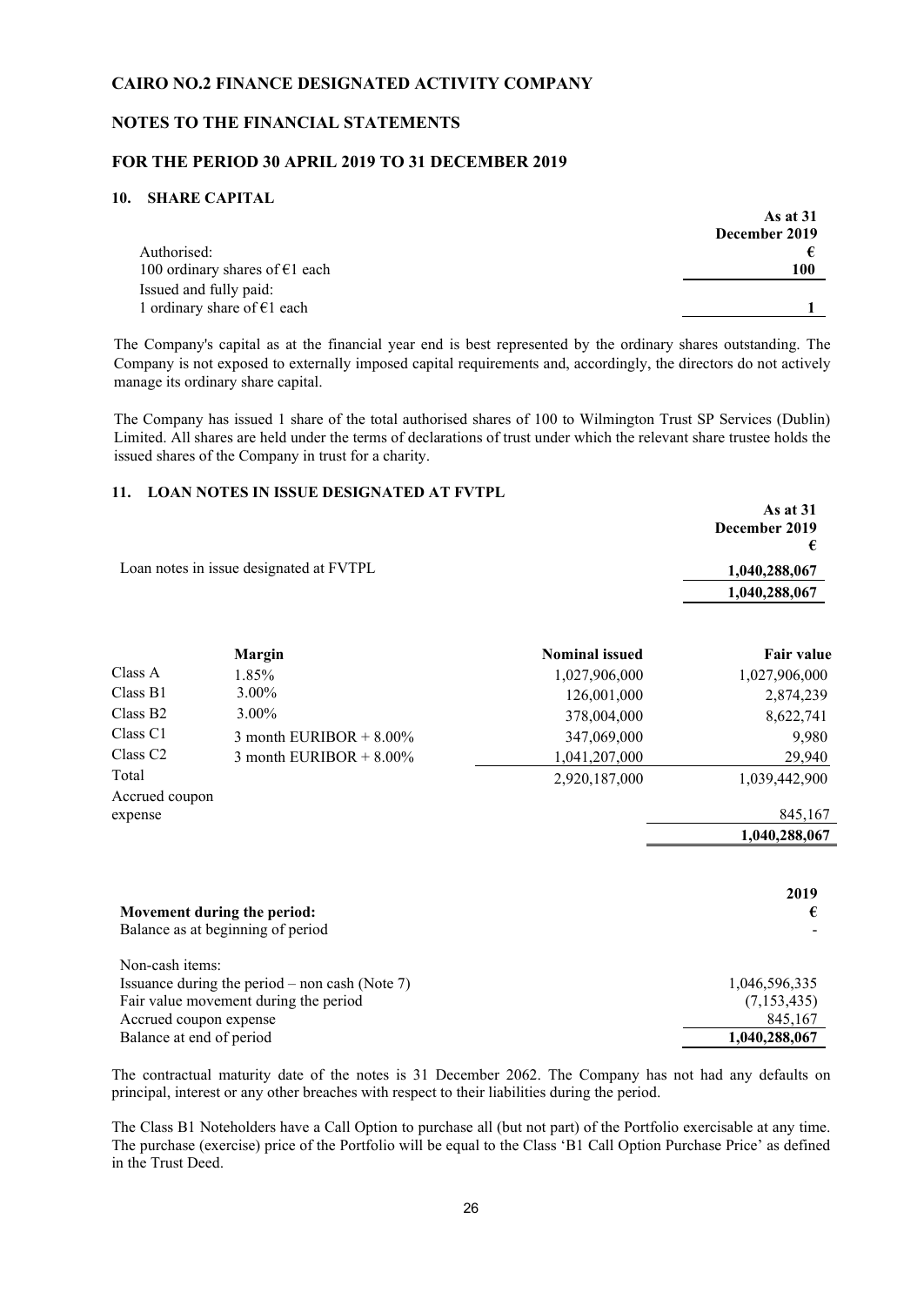**CAIRO NO.2 FINANCE DESIGNATED ACTIVITY COMPANY**

**NOTES TO THE FINANCIAL STATEMENTS**

**FOR THE PERIOD 30 APRIL 2019 TO 31 DECEMBER 2019**

## 10. SHARE CAPITAL

| | As at 31 December 2019 |
|---|---|
| | € |
| Authorised: | |
| 100 ordinary shares of €1 each | 100 |
| Issued and fully paid: | |
| 1 ordinary share of €1 each | 1 |

The Company's capital as at the financial year end is best represented by the ordinary shares outstanding. The Company is not exposed to externally imposed capital requirements and, accordingly, the directors do not actively manage its ordinary share capital.

The Company has issued 1 share of the total authorised shares of 100 to Wilmington Trust SP Services (Dublin) Limited. All shares are held under the terms of declarations of trust under which the relevant share trustee holds the issued shares of the Company in trust for a charity.

## 11. LOAN NOTES IN ISSUE DESIGNATED AT FVTPL

| | As at 31 December 2019 |
|---|---|
| | € |
| Loan notes in issue designated at FVTPL | 1,040,288,067 |
| | 1,040,288,067 |

| | Margin | Nominal issued | Fair value |
|---|---|---|---|
| Class A | 1.85% | 1,027,906,000 | 1,027,906,000 |
| Class B1 | 3.00% | 126,001,000 | 2,874,239 |
| Class B2 | 3.00% | 378,004,000 | 8,622,741 |
| Class C1 | 3 month EURIBOR + 8.00% | 347,069,000 | 9,980 |
| Class C2 | 3 month EURIBOR + 8.00% | 1,041,207,000 | 29,940 |
| Total | | 2,920,187,000 | 1,039,442,900 |
| Accrued coupon expense | | | 845,167 |
| | | | 1,040,288,067 |

| **Movement during the period:** | **2019** €|
|---|---|
| Balance as at beginning of period | - |
| Non-cash items: | |
| Issuance during the period – non cash (Note 7) | 1,046,596,335 |
| Fair value movement during the period | (7,153,435) |
| Accrued coupon expense | 845,167 |
| Balance at end of period | 1,040,288,067 |

The contractual maturity date of the notes is 31 December 2062. The Company has not had any defaults on principal, interest or any other breaches with respect to their liabilities during the period.

The Class B1 Noteholders have a Call Option to purchase all (but not part) of the Portfolio exercisable at any time. The purchase (exercise) price of the Portfolio will be equal to the Class 'B1 Call Option Purchase Price' as defined in the Trust Deed.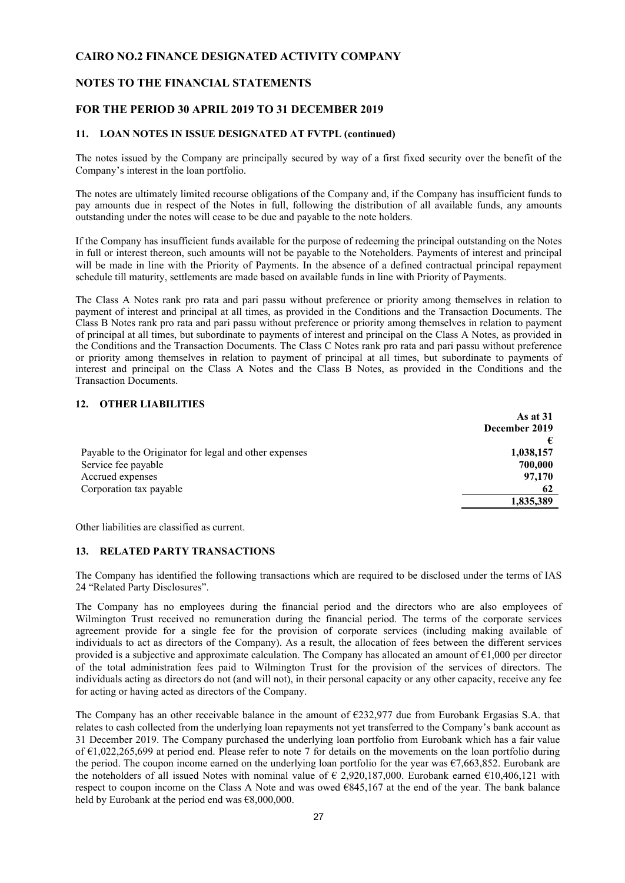## 11. LOAN NOTES IN ISSUE DESIGNATED AT FVTPL (continued)

The notes issued by the Company are principally secured by way of a first fixed security over the benefit of the Company's interest in the loan portfolio.

The notes are ultimately limited recourse obligations of the Company and, if the Company has insufficient funds to pay amounts due in respect of the Notes in full, following the distribution of all available funds, any amounts outstanding under the notes will cease to be due and payable to the note holders.

If the Company has insufficient funds available for the purpose of redeeming the principal outstanding on the Notes in full or interest thereon, such amounts will not be payable to the Noteholders. Payments of interest and principal will be made in line with the Priority of Payments. In the absence of a defined contractual principal repayment schedule till maturity, settlements are made based on available funds in line with Priority of Payments.

The Class A Notes rank pro rata and pari passu without preference or priority among themselves in relation to payment of interest and principal at all times, as provided in the Conditions and the Transaction Documents. The Class B Notes rank pro rata and pari passu without preference or priority among themselves in relation to payment of principal at all times, but subordinate to payments of interest and principal on the Class A Notes, as provided in the Conditions and the Transaction Documents. The Class C Notes rank pro rata and pari passu without preference or priority among themselves in relation to payment of principal at all times, but subordinate to payments of interest and principal on the Class A Notes and the Class B Notes, as provided in the Conditions and the Transaction Documents.

## 12. OTHER LIABILITIES

| | As at 31 December 2019 |
|---|---|
| | € |
| Payable to the Originator for legal and other expenses | **1,038,157** |
| Service fee payable | **700,000** |
| Accrued expenses | **97,170** |
| Corporation tax payable | **62** |
| | **1,835,389** |

Other liabilities are classified as current.

## 13. RELATED PARTY TRANSACTIONS

The Company has identified the following transactions which are required to be disclosed under the terms of IAS 24 "Related Party Disclosures".

The Company has no employees during the financial period and the directors who are also employees of Wilmington Trust received no remuneration during the financial period. The terms of the corporate services agreement provide for a single fee for the provision of corporate services (including making available of individuals to act as directors of the Company). As a result, the allocation of fees between the different services provided is a subjective and approximate calculation. The Company has allocated an amount of €1,000 per director of the total administration fees paid to Wilmington Trust for the provision of the services of directors. The individuals acting as directors do not (and will not), in their personal capacity or any other capacity, receive any fee for acting or having acted as directors of the Company.

The Company has an other receivable balance in the amount of €232,977 due from Eurobank Ergasias S.A. that relates to cash collected from the underlying loan repayments not yet transferred to the Company's bank account as 31 December 2019. The Company purchased the underlying loan portfolio from Eurobank which has a fair value of €1,022,265,699 at period end. Please refer to note 7 for details on the movements on the loan portfolio during the period. The coupon income earned on the underlying loan portfolio for the year was €7,663,852. Eurobank are the noteholders of all issued Notes with nominal value of € 2,920,187,000. Eurobank earned €10,406,121 with respect to coupon income on the Class A Note and was owed €845,167 at the end of the year. The bank balance held by Eurobank at the period end was €8,000,000.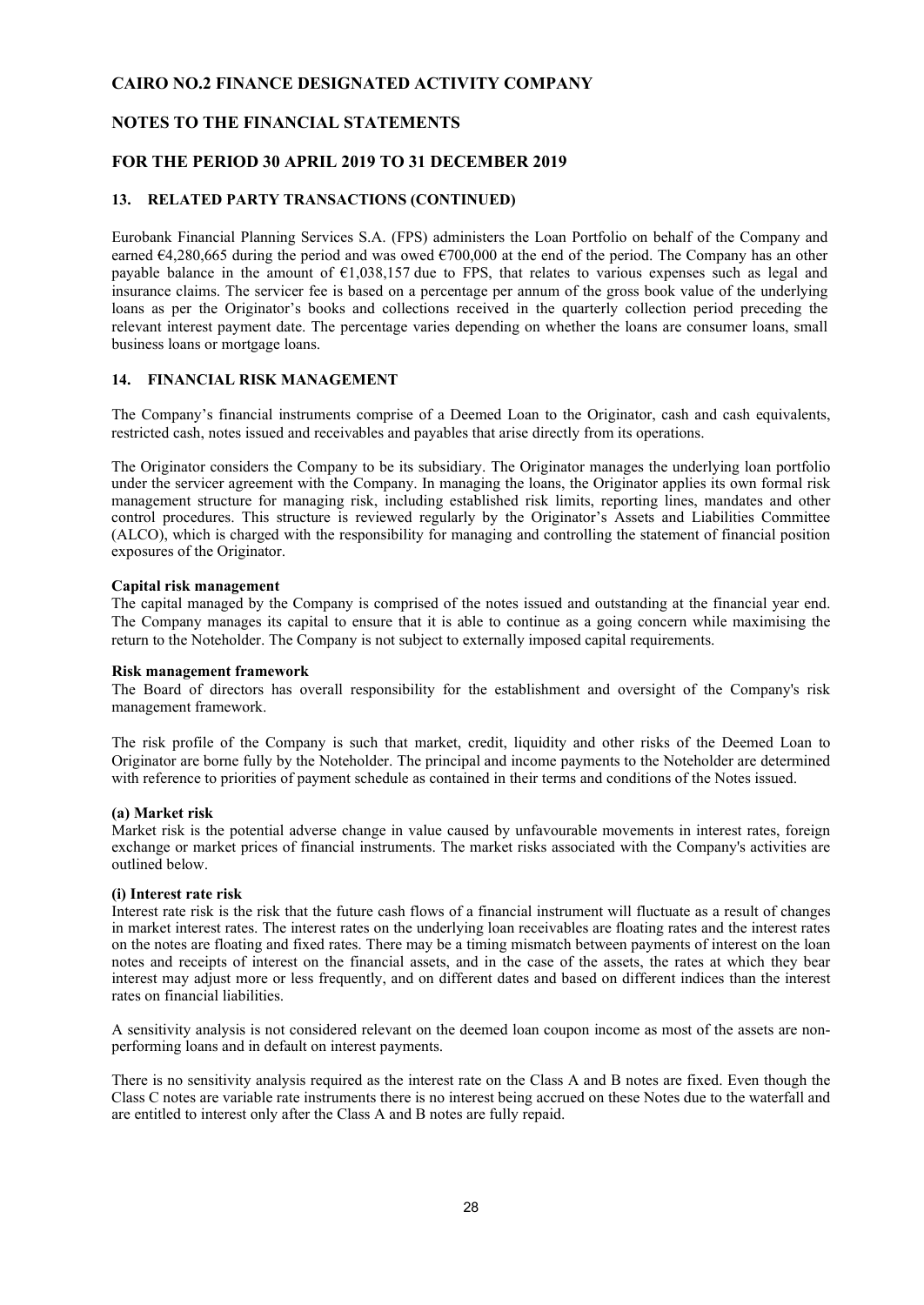## 13. RELATED PARTY TRANSACTIONS (CONTINUED)

Eurobank Financial Planning Services S.A. (FPS) administers the Loan Portfolio on behalf of the Company and earned €4,280,665 during the period and was owed €700,000 at the end of the period. The Company has an other payable balance in the amount of €1,038,157 due to FPS, that relates to various expenses such as legal and insurance claims. The servicer fee is based on a percentage per annum of the gross book value of the underlying loans as per the Originator's books and collections received in the quarterly collection period preceding the relevant interest payment date. The percentage varies depending on whether the loans are consumer loans, small business loans or mortgage loans.

## 14. FINANCIAL RISK MANAGEMENT

The Company's financial instruments comprise of a Deemed Loan to the Originator, cash and cash equivalents, restricted cash, notes issued and receivables and payables that arise directly from its operations.

The Originator considers the Company to be its subsidiary. The Originator manages the underlying loan portfolio under the servicer agreement with the Company. In managing the loans, the Originator applies its own formal risk management structure for managing risk, including established risk limits, reporting lines, mandates and other control procedures. This structure is reviewed regularly by the Originator's Assets and Liabilities Committee (ALCO), which is charged with the responsibility for managing and controlling the statement of financial position exposures of the Originator.

**Capital risk management**

The capital managed by the Company is comprised of the notes issued and outstanding at the financial year end. The Company manages its capital to ensure that it is able to continue as a going concern while maximising the return to the Noteholder. The Company is not subject to externally imposed capital requirements.

**Risk management framework**

The Board of directors has overall responsibility for the establishment and oversight of the Company's risk management framework.

The risk profile of the Company is such that market, credit, liquidity and other risks of the Deemed Loan to Originator are borne fully by the Noteholder. The principal and income payments to the Noteholder are determined with reference to priorities of payment schedule as contained in their terms and conditions of the Notes issued.

**(a) Market risk**

Market risk is the potential adverse change in value caused by unfavourable movements in interest rates, foreign exchange or market prices of financial instruments. The market risks associated with the Company's activities are outlined below.

**(i) Interest rate risk**

Interest rate risk is the risk that the future cash flows of a financial instrument will fluctuate as a result of changes in market interest rates. The interest rates on the underlying loan receivables are floating rates and the interest rates on the notes are floating and fixed rates. There may be a timing mismatch between payments of interest on the loan notes and receipts of interest on the financial assets, and in the case of the assets, the rates at which they bear interest may adjust more or less frequently, and on different dates and based on different indices than the interest rates on financial liabilities.

A sensitivity analysis is not considered relevant on the deemed loan coupon income as most of the assets are non-performing loans and in default on interest payments.

There is no sensitivity analysis required as the interest rate on the Class A and B notes are fixed. Even though the Class C notes are variable rate instruments there is no interest being accrued on these Notes due to the waterfall and are entitled to interest only after the Class A and B notes are fully repaid.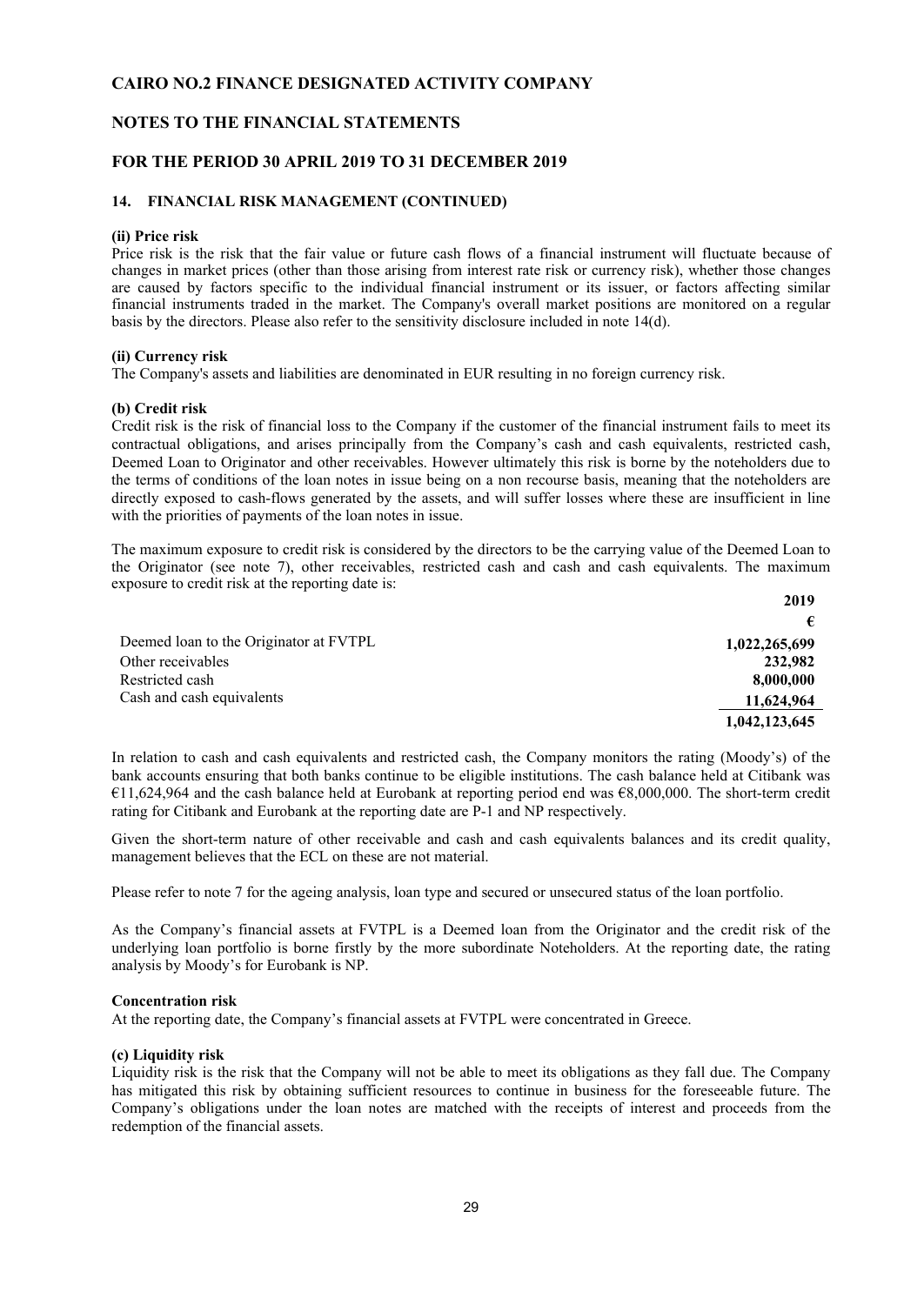## 14. FINANCIAL RISK MANAGEMENT (CONTINUED)

**(ii) Price risk**

Price risk is the risk that the fair value or future cash flows of a financial instrument will fluctuate because of changes in market prices (other than those arising from interest rate risk or currency risk), whether those changes are caused by factors specific to the individual financial instrument or its issuer, or factors affecting similar financial instruments traded in the market. The Company's overall market positions are monitored on a regular basis by the directors. Please also refer to the sensitivity disclosure included in note 14(d).

**(ii) Currency risk**

The Company's assets and liabilities are denominated in EUR resulting in no foreign currency risk.

**(b) Credit risk**

Credit risk is the risk of financial loss to the Company if the customer of the financial instrument fails to meet its contractual obligations, and arises principally from the Company's cash and cash equivalents, restricted cash, Deemed Loan to Originator and other receivables. However ultimately this risk is borne by the noteholders due to the terms of conditions of the loan notes in issue being on a non recourse basis, meaning that the noteholders are directly exposed to cash-flows generated by the assets, and will suffer losses where these are insufficient in line with the priorities of payments of the loan notes in issue.

The maximum exposure to credit risk is considered by the directors to be the carrying value of the Deemed Loan to the Originator (see note 7), other receivables, restricted cash and cash and cash equivalents. The maximum exposure to credit risk at the reporting date is:

| | 2019 |
|---|---|
| | € |
| Deemed loan to the Originator at FVTPL | 1,022,265,699 |
| Other receivables | 232,982 |
| Restricted cash | 8,000,000 |
| Cash and cash equivalents | 11,624,964 |
| | 1,042,123,645 |

In relation to cash and cash equivalents and restricted cash, the Company monitors the rating (Moody's) of the bank accounts ensuring that both banks continue to be eligible institutions. The cash balance held at Citibank was €11,624,964 and the cash balance held at Eurobank at reporting period end was €8,000,000. The short-term credit rating for Citibank and Eurobank at the reporting date are P-1 and NP respectively.

Given the short-term nature of other receivable and cash and cash equivalents balances and its credit quality, management believes that the ECL on these are not material.

Please refer to note 7 for the ageing analysis, loan type and secured or unsecured status of the loan portfolio.

As the Company's financial assets at FVTPL is a Deemed loan from the Originator and the credit risk of the underlying loan portfolio is borne firstly by the more subordinate Noteholders. At the reporting date, the rating analysis by Moody's for Eurobank is NP.

**Concentration risk**

At the reporting date, the Company's financial assets at FVTPL were concentrated in Greece.

**(c) Liquidity risk**

Liquidity risk is the risk that the Company will not be able to meet its obligations as they fall due. The Company has mitigated this risk by obtaining sufficient resources to continue in business for the foreseeable future. The Company's obligations under the loan notes are matched with the receipts of interest and proceeds from the redemption of the financial assets.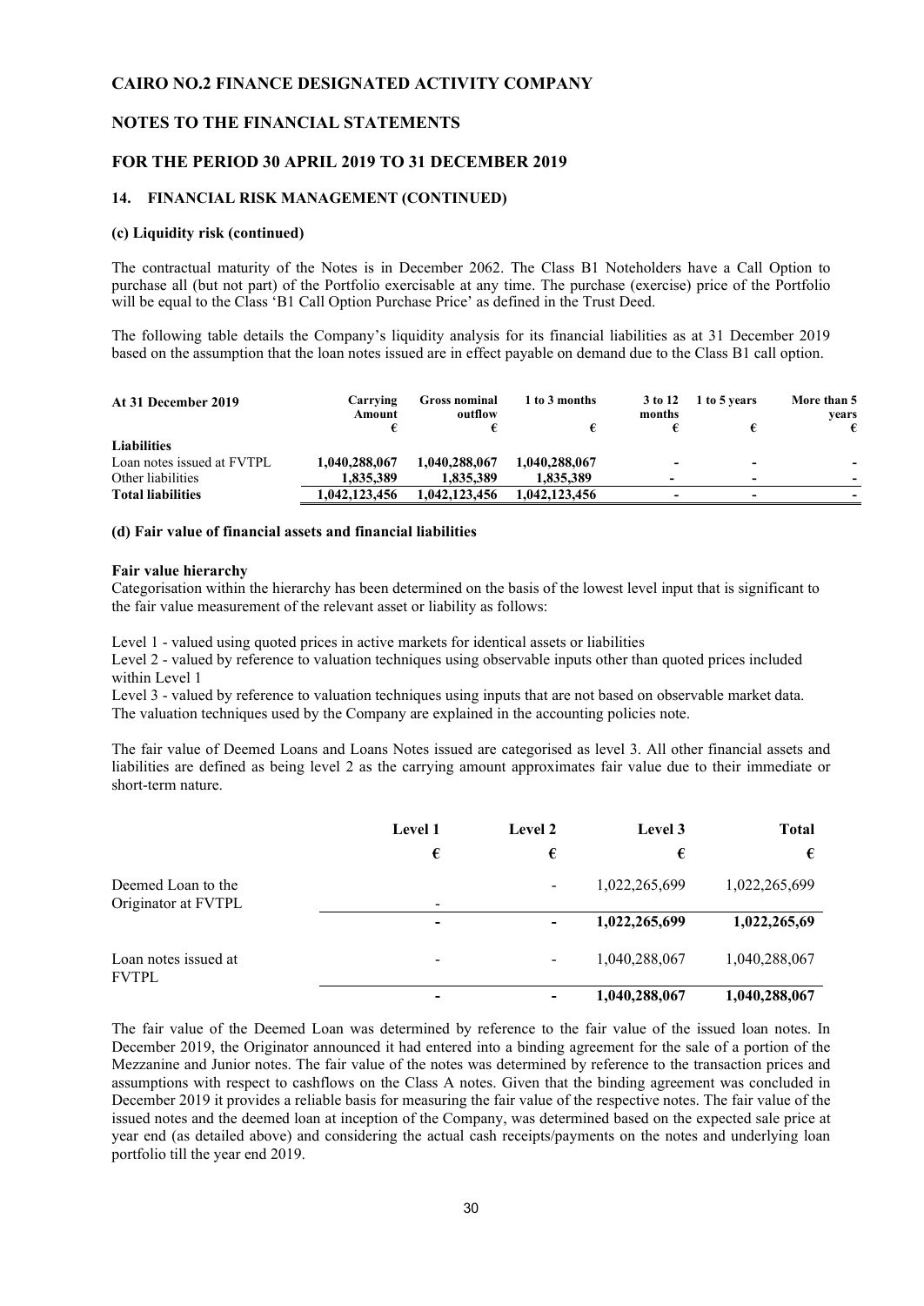# CAIRO NO.2 FINANCE DESIGNATED ACTIVITY COMPANY

## NOTES TO THE FINANCIAL STATEMENTS

## FOR THE PERIOD 30 APRIL 2019 TO 31 DECEMBER 2019

### 14. FINANCIAL RISK MANAGEMENT (CONTINUED)

#### (c) Liquidity risk (continued)

The contractual maturity of the Notes is in December 2062. The Class B1 Noteholders have a Call Option to purchase all (but not part) of the Portfolio exercisable at any time. The purchase (exercise) price of the Portfolio will be equal to the Class 'B1 Call Option Purchase Price' as defined in the Trust Deed.

The following table details the Company's liquidity analysis for its financial liabilities as at 31 December 2019 based on the assumption that the loan notes issued are in effect payable on demand due to the Class B1 call option.

| At 31 December 2019 | Carrying Amount | Gross nominal outflow | 1 to 3 months | 3 to 12 months | 1 to 5 years | More than 5 years |
|---|---|---|---|---|---|---|
| | € | € | € | € | € | € |
| **Liabilities** | | | | | | |
| Loan notes issued at FVTPL | **1,040,288,067** | **1,040,288,067** | **1,040,288,067** | **-** | **-** | **-** |
| Other liabilities | **1,835,389** | **1,835,389** | **1,835,389** | **-** | **-** | **-** |
| **Total liabilities** | **1,042,123,456** | **1,042,123,456** | **1,042,123,456** | **-** | **-** | **-** |

#### (d) Fair value of financial assets and financial liabilities

**Fair value hierarchy**

Categorisation within the hierarchy has been determined on the basis of the lowest level input that is significant to the fair value measurement of the relevant asset or liability as follows:

Level 1 - valued using quoted prices in active markets for identical assets or liabilities

Level 2 - valued by reference to valuation techniques using observable inputs other than quoted prices included within Level 1

Level 3 - valued by reference to valuation techniques using inputs that are not based on observable market data. The valuation techniques used by the Company are explained in the accounting policies note.

The fair value of Deemed Loans and Loans Notes issued are categorised as level 3. All other financial assets and liabilities are defined as being level 2 as the carrying amount approximates fair value due to their immediate or short-term nature.

| | Level 1 | Level 2 | Level 3 | Total |
|---|---|---|---|---|
| | € | € | € | € |
| Deemed Loan to the Originator at FVTPL | - | - | 1,022,265,699 | 1,022,265,699 |
| | **-** | **-** | **1,022,265,699** | **1,022,265,69** |
| Loan notes issued at FVTPL | - | - | 1,040,288,067 | 1,040,288,067 |
| | **-** | **-** | **1,040,288,067** | **1,040,288,067** |

The fair value of the Deemed Loan was determined by reference to the fair value of the issued loan notes. In December 2019, the Originator announced it had entered into a binding agreement for the sale of a portion of the Mezzanine and Junior notes. The fair value of the notes was determined by reference to the transaction prices and assumptions with respect to cashflows on the Class A notes. Given that the binding agreement was concluded in December 2019 it provides a reliable basis for measuring the fair value of the respective notes. The fair value of the issued notes and the deemed loan at inception of the Company, was determined based on the expected sale price at year end (as detailed above) and considering the actual cash receipts/payments on the notes and underlying loan portfolio till the year end 2019.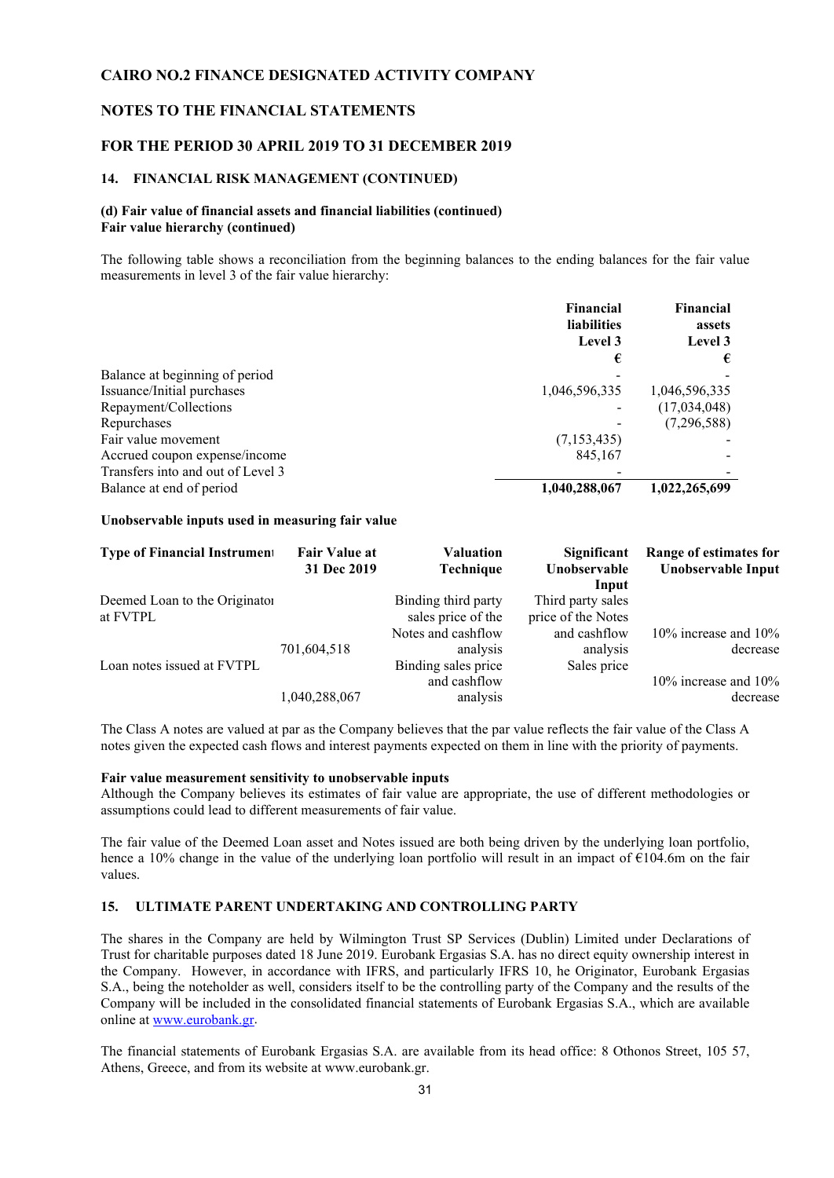# CAIRO NO.2 FINANCE DESIGNATED ACTIVITY COMPANY

## NOTES TO THE FINANCIAL STATEMENTS

## FOR THE PERIOD 30 APRIL 2019 TO 31 DECEMBER 2019

### 14. FINANCIAL RISK MANAGEMENT (CONTINUED)

**(d) Fair value of financial assets and financial liabilities (continued)**
**Fair value hierarchy (continued)**

The following table shows a reconciliation from the beginning balances to the ending balances for the fair value measurements in level 3 of the fair value hierarchy:

| | Financial liabilities Level 3 € | Financial assets Level 3 € |
|---|---|---|
| Balance at beginning of period | - | - |
| Issuance/Initial purchases | 1,046,596,335 | 1,046,596,335 |
| Repayment/Collections | - | (17,034,048) |
| Repurchases | - | (7,296,588) |
| Fair value movement | (7,153,435) | - |
| Accrued coupon expense/income | 845,167 | - |
| Transfers into and out of Level 3 | - | - |
| Balance at end of period | **1,040,288,067** | **1,022,265,699** |

**Unobservable inputs used in measuring fair value**

| Type of Financial Instrument | Fair Value at 31 Dec 2019 | Valuation Technique | Significant Unobservable Input | Range of estimates for Unobservable Input |
|---|---|---|---|---|
| Deemed Loan to the Originator at FVTPL | 701,604,518 | Binding third party sales price of the Notes and cashflow analysis | Third party sales price of the Notes and cashflow analysis | 10% increase and 10% decrease |
| Loan notes issued at FVTPL | 1,040,288,067 | Binding sales price and cashflow analysis | Sales price | 10% increase and 10% decrease |

The Class A notes are valued at par as the Company believes that the par value reflects the fair value of the Class A notes given the expected cash flows and interest payments expected on them in line with the priority of payments.

**Fair value measurement sensitivity to unobservable inputs**

Although the Company believes its estimates of fair value are appropriate, the use of different methodologies or assumptions could lead to different measurements of fair value.

The fair value of the Deemed Loan asset and Notes issued are both being driven by the underlying loan portfolio, hence a 10% change in the value of the underlying loan portfolio will result in an impact of €104.6m on the fair values.

### 15. ULTIMATE PARENT UNDERTAKING AND CONTROLLING PARTY

The shares in the Company are held by Wilmington Trust SP Services (Dublin) Limited under Declarations of Trust for charitable purposes dated 18 June 2019. Eurobank Ergasias S.A. has no direct equity ownership interest in the Company. However, in accordance with IFRS, and particularly IFRS 10, he Originator, Eurobank Ergasias S.A., being the noteholder as well, considers itself to be the controlling party of the Company and the results of the Company will be included in the consolidated financial statements of Eurobank Ergasias S.A., which are available online at www.eurobank.gr.

The financial statements of Eurobank Ergasias S.A. are available from its head office: 8 Othonos Street, 105 57, Athens, Greece, and from its website at www.eurobank.gr.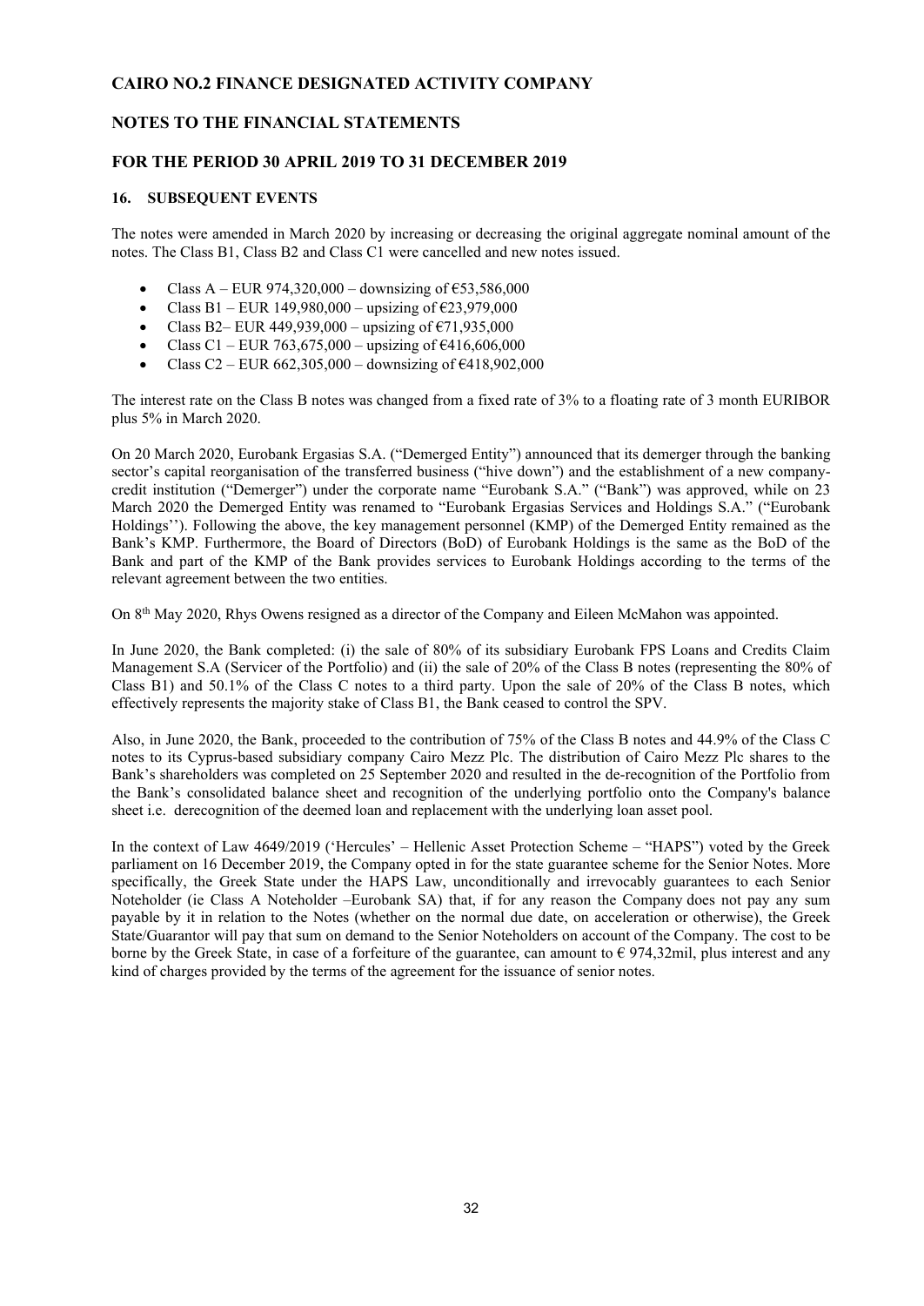# CAIRO NO.2 FINANCE DESIGNATED ACTIVITY COMPANY

## NOTES TO THE FINANCIAL STATEMENTS

## FOR THE PERIOD 30 APRIL 2019 TO 31 DECEMBER 2019

### 16. SUBSEQUENT EVENTS

The notes were amended in March 2020 by increasing or decreasing the original aggregate nominal amount of the notes. The Class B1, Class B2 and Class C1 were cancelled and new notes issued.

- Class A – EUR 974,320,000 – downsizing of €53,586,000
- Class B1 – EUR 149,980,000 – upsizing of €23,979,000
- Class B2– EUR 449,939,000 – upsizing of €71,935,000
- Class C1 – EUR 763,675,000 – upsizing of €416,606,000
- Class C2 – EUR 662,305,000 – downsizing of €418,902,000

The interest rate on the Class B notes was changed from a fixed rate of 3% to a floating rate of 3 month EURIBOR plus 5% in March 2020.

On 20 March 2020, Eurobank Ergasias S.A. ("Demerged Entity") announced that its demerger through the banking sector's capital reorganisation of the transferred business ("hive down") and the establishment of a new company-credit institution ("Demerger") under the corporate name "Eurobank S.A." ("Bank") was approved, while on 23 March 2020 the Demerged Entity was renamed to "Eurobank Ergasias Services and Holdings S.A." ("Eurobank Holdings''). Following the above, the key management personnel (KMP) of the Demerged Entity remained as the Bank's KMP. Furthermore, the Board of Directors (BoD) of Eurobank Holdings is the same as the BoD of the Bank and part of the KMP of the Bank provides services to Eurobank Holdings according to the terms of the relevant agreement between the two entities.

On 8[th] May 2020, Rhys Owens resigned as a director of the Company and Eileen McMahon was appointed.

In June 2020, the Bank completed: (i) the sale of 80% of its subsidiary Eurobank FPS Loans and Credits Claim Management S.A (Servicer of the Portfolio) and (ii) the sale of 20% of the Class B notes (representing the 80% of Class B1) and 50.1% of the Class C notes to a third party. Upon the sale of 20% of the Class B notes, which effectively represents the majority stake of Class B1, the Bank ceased to control the SPV.

Also, in June 2020, the Bank, proceeded to the contribution of 75% of the Class B notes and 44.9% of the Class C notes to its Cyprus-based subsidiary company Cairo Mezz Plc. The distribution of Cairo Mezz Plc shares to the Bank's shareholders was completed on 25 September 2020 and resulted in the de-recognition of the Portfolio from the Bank's consolidated balance sheet and recognition of the underlying portfolio onto the Company's balance sheet i.e. derecognition of the deemed loan and replacement with the underlying loan asset pool.

In the context of Law 4649/2019 ('Hercules' – Hellenic Asset Protection Scheme – "HAPS") voted by the Greek parliament on 16 December 2019, the Company opted in for the state guarantee scheme for the Senior Notes. More specifically, the Greek State under the HAPS Law, unconditionally and irrevocably guarantees to each Senior Noteholder (ie Class A Noteholder –Eurobank SA) that, if for any reason the Company does not pay any sum payable by it in relation to the Notes (whether on the normal due date, on acceleration or otherwise), the Greek State/Guarantor will pay that sum on demand to the Senior Noteholders on account of the Company. The cost to be borne by the Greek State, in case of a forfeiture of the guarantee, can amount to € 974,32mil, plus interest and any kind of charges provided by the terms of the agreement for the issuance of senior notes.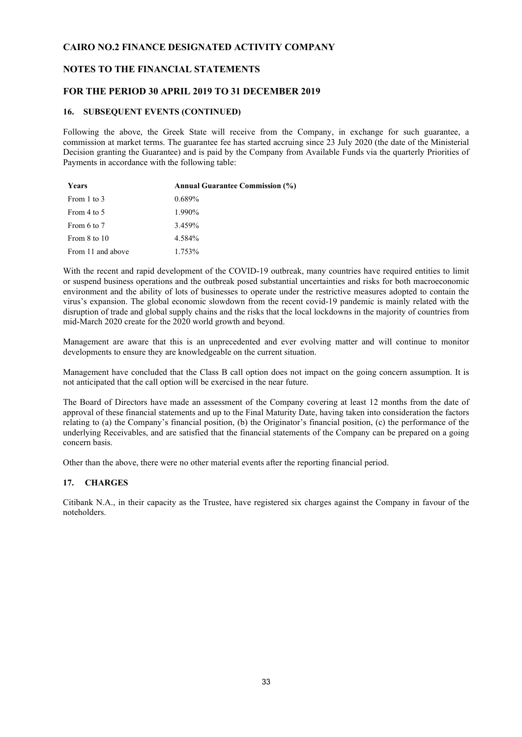# CAIRO NO.2 FINANCE DESIGNATED ACTIVITY COMPANY

## NOTES TO THE FINANCIAL STATEMENTS

## FOR THE PERIOD 30 APRIL 2019 TO 31 DECEMBER 2019

### 16. SUBSEQUENT EVENTS (CONTINUED)

Following the above, the Greek State will receive from the Company, in exchange for such guarantee, a commission at market terms. The guarantee fee has started accruing since 23 July 2020 (the date of the Ministerial Decision granting the Guarantee) and is paid by the Company from Available Funds via the quarterly Priorities of Payments in accordance with the following table:

| Years | Annual Guarantee Commission (%) |
|---|---|
| From 1 to 3 | 0.689% |
| From 4 to 5 | 1.990% |
| From 6 to 7 | 3.459% |
| From 8 to 10 | 4.584% |
| From 11 and above | 1.753% |

With the recent and rapid development of the COVID-19 outbreak, many countries have required entities to limit or suspend business operations and the outbreak posed substantial uncertainties and risks for both macroeconomic environment and the ability of lots of businesses to operate under the restrictive measures adopted to contain the virus's expansion. The global economic slowdown from the recent covid-19 pandemic is mainly related with the disruption of trade and global supply chains and the risks that the local lockdowns in the majority of countries from mid-March 2020 create for the 2020 world growth and beyond.

Management are aware that this is an unprecedented and ever evolving matter and will continue to monitor developments to ensure they are knowledgeable on the current situation.

Management have concluded that the Class B call option does not impact on the going concern assumption. It is not anticipated that the call option will be exercised in the near future.

The Board of Directors have made an assessment of the Company covering at least 12 months from the date of approval of these financial statements and up to the Final Maturity Date, having taken into consideration the factors relating to (a) the Company's financial position, (b) the Originator's financial position, (c) the performance of the underlying Receivables, and are satisfied that the financial statements of the Company can be prepared on a going concern basis.

Other than the above, there were no other material events after the reporting financial period.

### 17. CHARGES

Citibank N.A., in their capacity as the Trustee, have registered six charges against the Company in favour of the noteholders.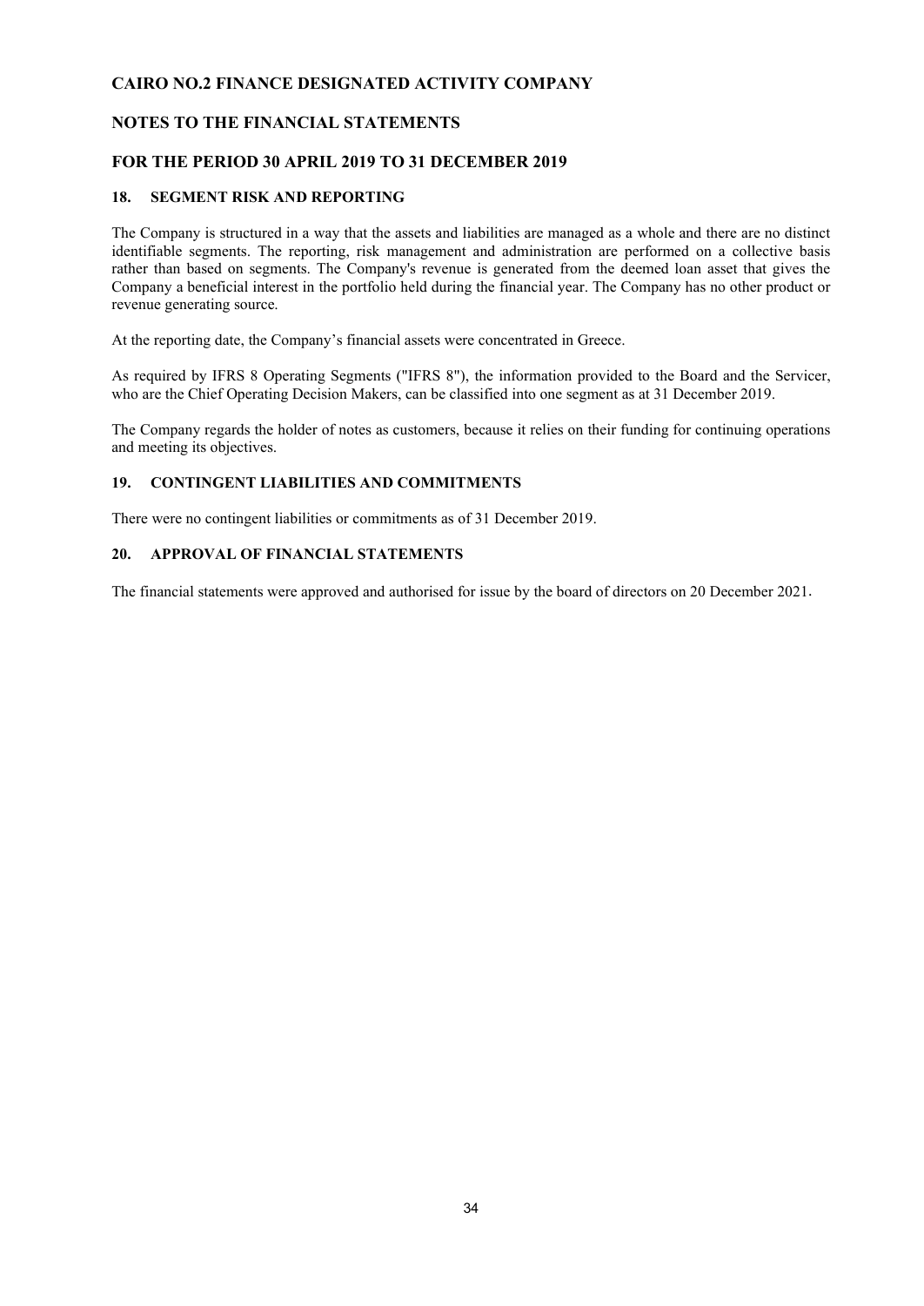# CAIRO NO.2 FINANCE DESIGNATED ACTIVITY COMPANY

## NOTES TO THE FINANCIAL STATEMENTS

## FOR THE PERIOD 30 APRIL 2019 TO 31 DECEMBER 2019

### 18. SEGMENT RISK AND REPORTING

The Company is structured in a way that the assets and liabilities are managed as a whole and there are no distinct identifiable segments. The reporting, risk management and administration are performed on a collective basis rather than based on segments. The Company's revenue is generated from the deemed loan asset that gives the Company a beneficial interest in the portfolio held during the financial year. The Company has no other product or revenue generating source.

At the reporting date, the Company's financial assets were concentrated in Greece.

As required by IFRS 8 Operating Segments ("IFRS 8"), the information provided to the Board and the Servicer, who are the Chief Operating Decision Makers, can be classified into one segment as at 31 December 2019.

The Company regards the holder of notes as customers, because it relies on their funding for continuing operations and meeting its objectives.

### 19. CONTINGENT LIABILITIES AND COMMITMENTS

There were no contingent liabilities or commitments as of 31 December 2019.

### 20. APPROVAL OF FINANCIAL STATEMENTS

The financial statements were approved and authorised for issue by the board of directors on 20 December 2021.